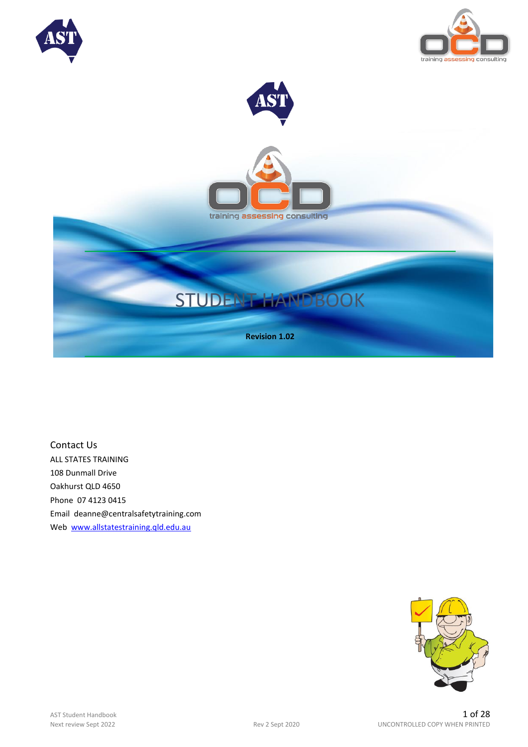# STUDENT HANDBOOK

**Revision 1.02**

Contact Us

ALL STATES TRAINING

108 Dunmall Drive

Oakhurst QLD 4650

Phone 07 4123 0415

Email deanne@centralsafetytraining.com

Web [www.allstatestraining.qld.edu.au](www.allstatestraining.qld.edu.au)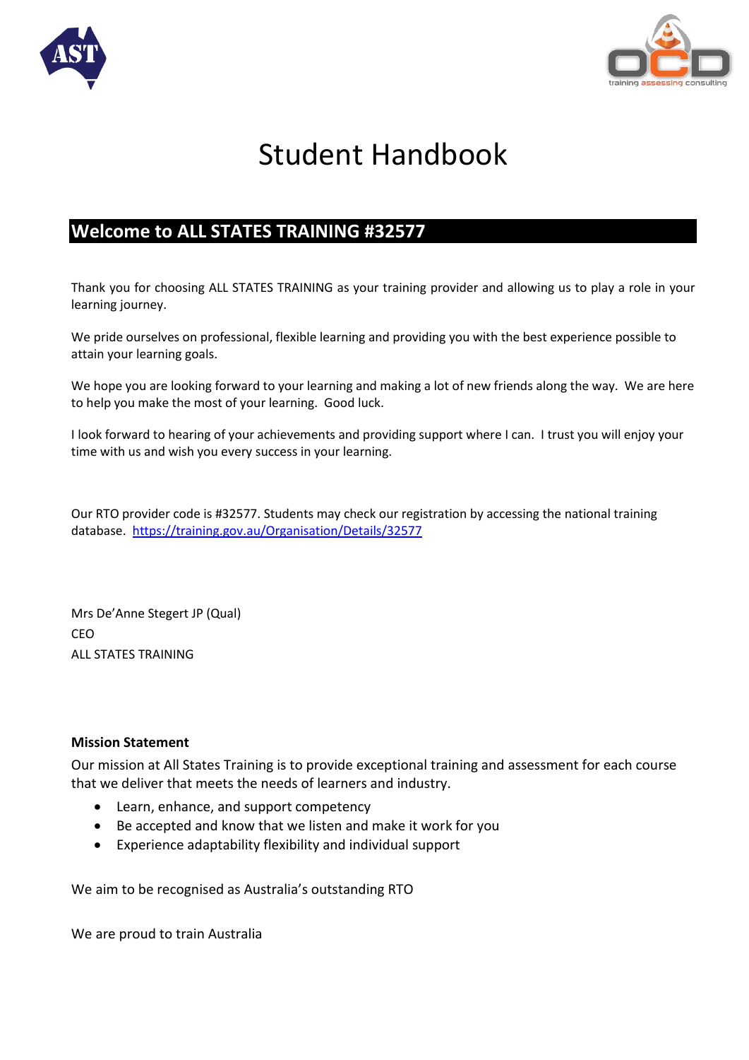# Student Handbook

## Welcome to ALL STATES TRAINING #32577

Thank you for choosing ALL STATES TRAINING as your training provider and allowing us to play a role in your learning journey.

We pride ourselves on professional, flexible learning and providing you with the best experience possible to attain your learning goals.

We hope you are looking forward to your learning and making a lot of new friends along the way. We are here to help you make the most of your learning. Good luck.

I look forward to hearing of your achievements and providing support where I can. I trust you will enjoy your time with us and wish you every success in your learning.

Our RTO provider code is #32577. Students may check our registration by accessing the national training database. https://training.gov.au/Organisation/Details/32577

Mrs De'Anne Stegert JP (Qual)
CEO
ALL STATES TRAINING

**Mission Statement**

Our mission at All States Training is to provide exceptional training and assessment for each course that we deliver that meets the needs of learners and industry.

- Learn, enhance, and support competency
- Be accepted and know that we listen and make it work for you
- Experience adaptability flexibility and individual support

We aim to be recognised as Australia's outstanding RTO

We are proud to train Australia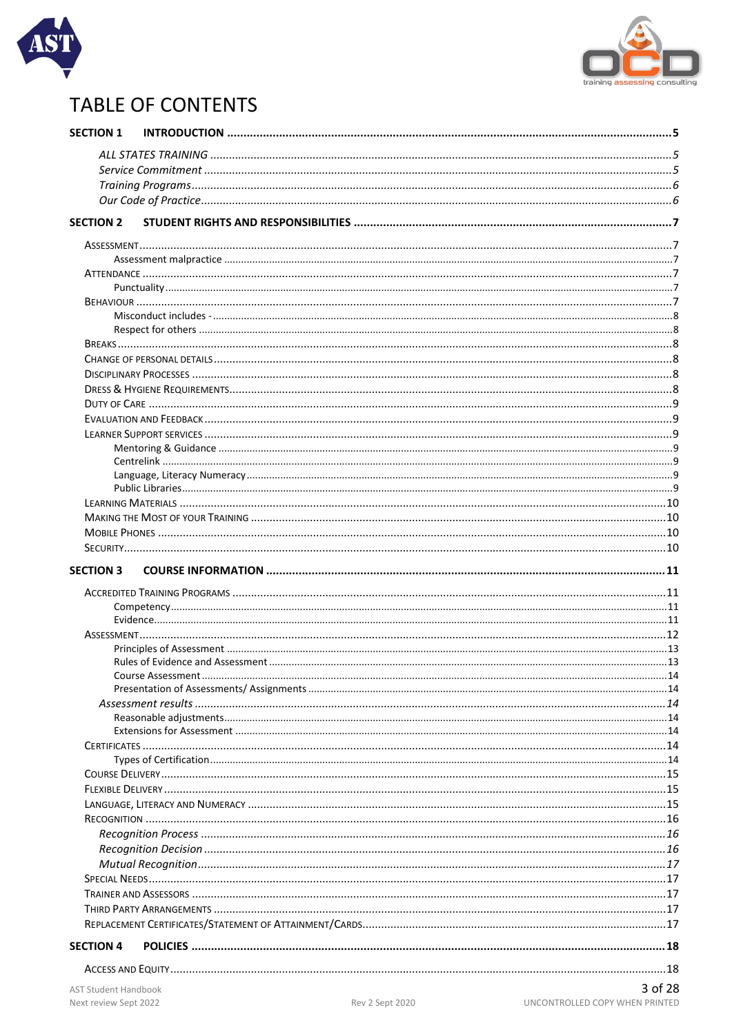# TABLE OF CONTENTS

**SECTION 1 INTRODUCTION** ........ **5**

- *ALL STATES TRAINING* ........ *5*
- *Service Commitment* ........ *5*
- *Training Programs* ........ *6*
- *Our Code of Practice* ........ *6*

**SECTION 2 STUDENT RIGHTS AND RESPONSIBILITIES** ........ **7**

- Assessment ........ 7
  - Assessment malpractice ........ 7
- Attendance ........ 7
  - Punctuality ........ 7
- Behaviour ........ 7
  - Misconduct includes - ........ 8
  - Respect for others ........ 8
- Breaks ........ 8
- Change of personal details ........ 8
- Disciplinary Processes ........ 8
- Dress & Hygiene Requirements ........ 8
- Duty of Care ........ 9
- Evaluation and Feedback ........ 9
- Learner Support services ........ 9
  - Mentoring & Guidance ........ 9
  - Centrelink ........ 9
  - Language, Literacy Numeracy ........ 9
  - Public Libraries ........ 9
- Learning Materials ........ 10
- Making the Most of your Training ........ 10
- Mobile Phones ........ 10
- Security ........ 10

**SECTION 3 COURSE INFORMATION** ........ **11**

- Accredited Training Programs ........ 11
  - Competency ........ 11
  - Evidence ........ 11
- Assessment ........ 12
  - Principles of Assessment ........ 13
  - Rules of Evidence and Assessment ........ 13
  - Course Assessment ........ 14
  - Presentation of Assessments/ Assignments ........ 14
- *Assessment results* ........ *14*
  - Reasonable adjustments ........ 14
  - Extensions for Assessment ........ 14
- Certificates ........ 14
  - Types of Certification ........ 14
- Course Delivery ........ 15
- Flexible Delivery ........ 15
- Language, Literacy and Numeracy ........ 15
- Recognition ........ 16
- *Recognition Process* ........ *16*
- *Recognition Decision* ........ *16*
- *Mutual Recognition* ........ *17*
- Special Needs ........ 17
- Trainer and Assessors ........ 17
- Third Party Arrangements ........ 17
- Replacement Certificates/Statement of Attainment/Cards ........ 17

**SECTION 4 POLICIES** ........ **18**

- Access and Equity ........ 18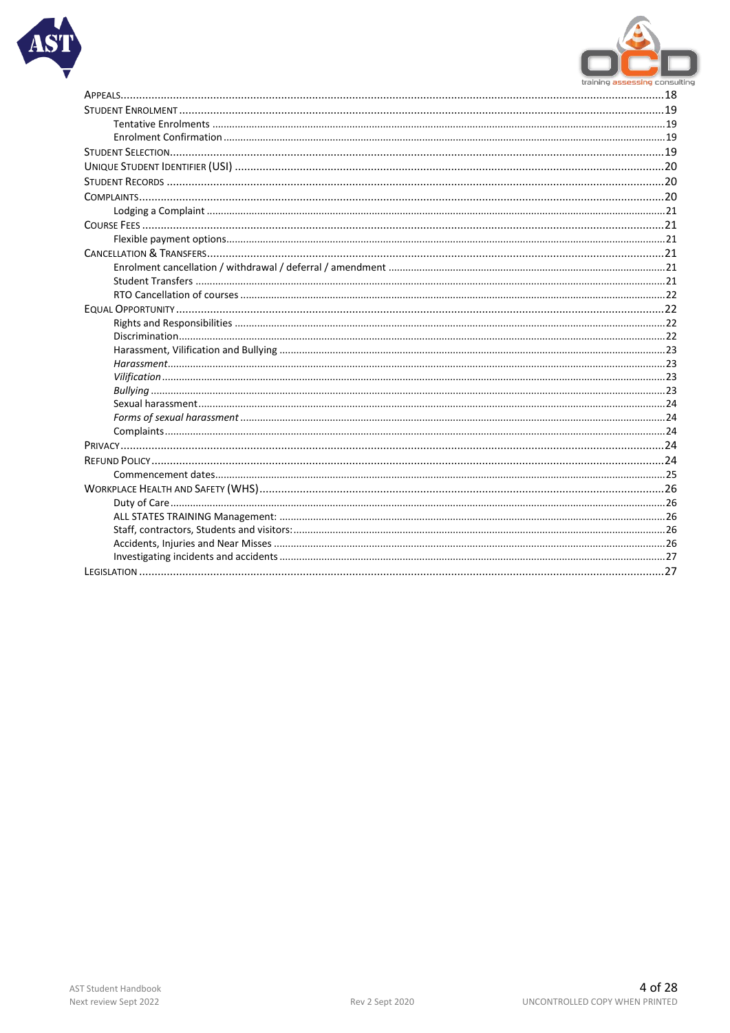- Appeals .......... 18
- Student Enrolment .......... 19
  - Tentative Enrolments .......... 19
  - Enrolment Confirmation .......... 19
- Student Selection .......... 19
- Unique Student Identifier (USI) .......... 20
- Student Records .......... 20
- Complaints .......... 20
  - Lodging a Complaint .......... 21
- Course Fees .......... 21
  - Flexible payment options .......... 21
- Cancellation & Transfers .......... 21
  - Enrolment cancellation / withdrawal / deferral / amendment .......... 21
  - Student Transfers .......... 21
  - RTO Cancellation of courses .......... 22
- Equal Opportunity .......... 22
  - Rights and Responsibilities .......... 22
  - Discrimination .......... 22
  - Harassment, Vilification and Bullying .......... 23
  - *Harassment* .......... 23
  - *Vilification* .......... 23
  - *Bullying* .......... 23
  - Sexual harassment .......... 24
  - *Forms of sexual harassment* .......... 24
  - Complaints .......... 24
- Privacy .......... 24
- Refund Policy .......... 24
  - Commencement dates .......... 25
- Workplace Health and Safety (WHS) .......... 26
  - Duty of Care .......... 26
  - ALL STATES TRAINING Management: .......... 26
  - Staff, contractors, Students and visitors: .......... 26
  - Accidents, Injuries and Near Misses .......... 26
  - Investigating incidents and accidents .......... 27
- Legislation .......... 27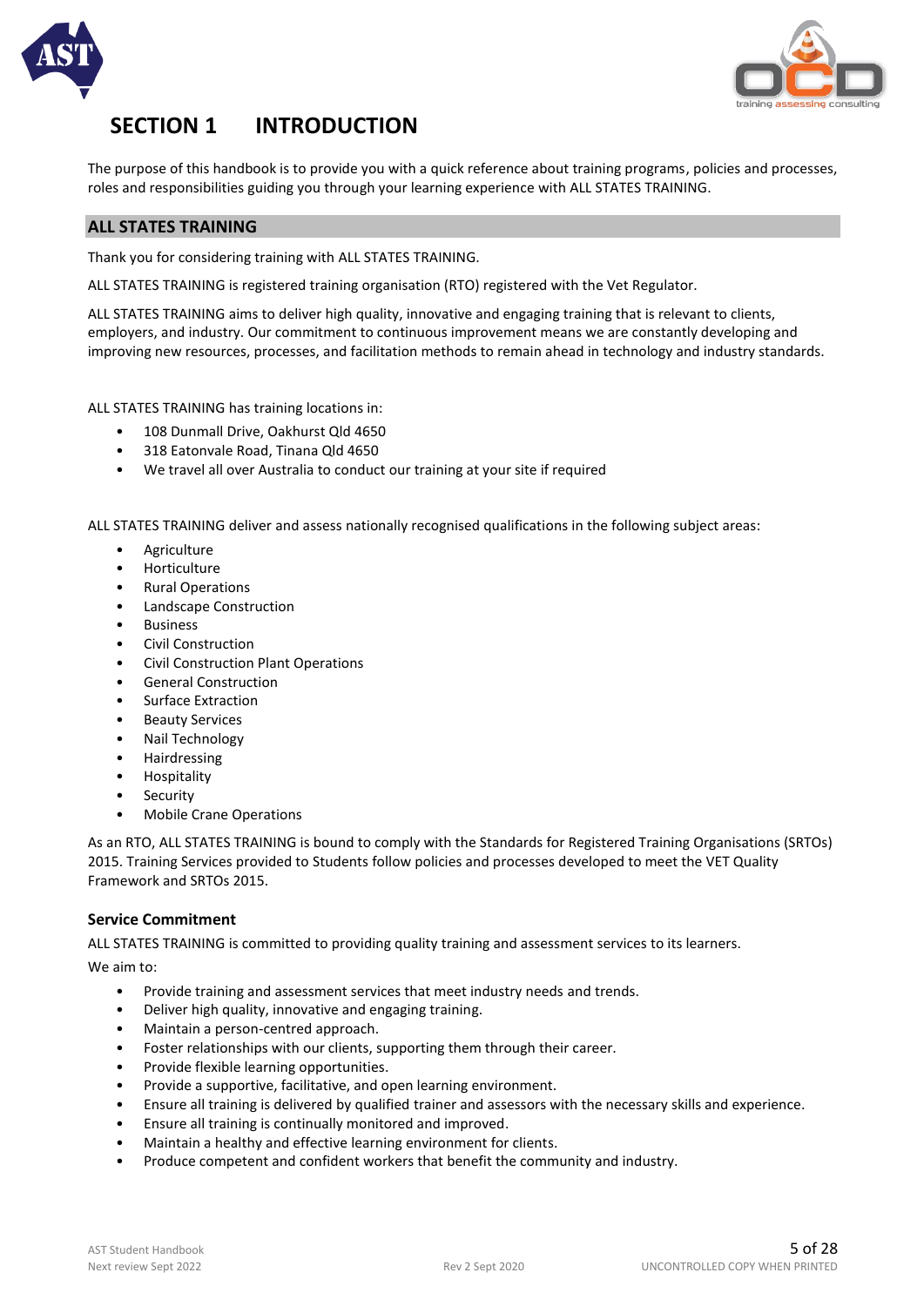# SECTION 1 INTRODUCTION

The purpose of this handbook is to provide you with a quick reference about training programs, policies and processes, roles and responsibilities guiding you through your learning experience with ALL STATES TRAINING.

## ALL STATES TRAINING

Thank you for considering training with ALL STATES TRAINING.

ALL STATES TRAINING is registered training organisation (RTO) registered with the Vet Regulator.

ALL STATES TRAINING aims to deliver high quality, innovative and engaging training that is relevant to clients, employers, and industry. Our commitment to continuous improvement means we are constantly developing and improving new resources, processes, and facilitation methods to remain ahead in technology and industry standards.

ALL STATES TRAINING has training locations in:

- 108 Dunmall Drive, Oakhurst Qld 4650
- 318 Eatonvale Road, Tinana Qld 4650
- We travel all over Australia to conduct our training at your site if required

ALL STATES TRAINING deliver and assess nationally recognised qualifications in the following subject areas:

- Agriculture
- Horticulture
- Rural Operations
- Landscape Construction
- Business
- Civil Construction
- Civil Construction Plant Operations
- General Construction
- Surface Extraction
- Beauty Services
- Nail Technology
- Hairdressing
- Hospitality
- Security
- Mobile Crane Operations

As an RTO, ALL STATES TRAINING is bound to comply with the Standards for Registered Training Organisations (SRTOs) 2015. Training Services provided to Students follow policies and processes developed to meet the VET Quality Framework and SRTOs 2015.

### Service Commitment

ALL STATES TRAINING is committed to providing quality training and assessment services to its learners.

We aim to:

- Provide training and assessment services that meet industry needs and trends.
- Deliver high quality, innovative and engaging training.
- Maintain a person-centred approach.
- Foster relationships with our clients, supporting them through their career.
- Provide flexible learning opportunities.
- Provide a supportive, facilitative, and open learning environment.
- Ensure all training is delivered by qualified trainer and assessors with the necessary skills and experience.
- Ensure all training is continually monitored and improved.
- Maintain a healthy and effective learning environment for clients.
- Produce competent and confident workers that benefit the community and industry.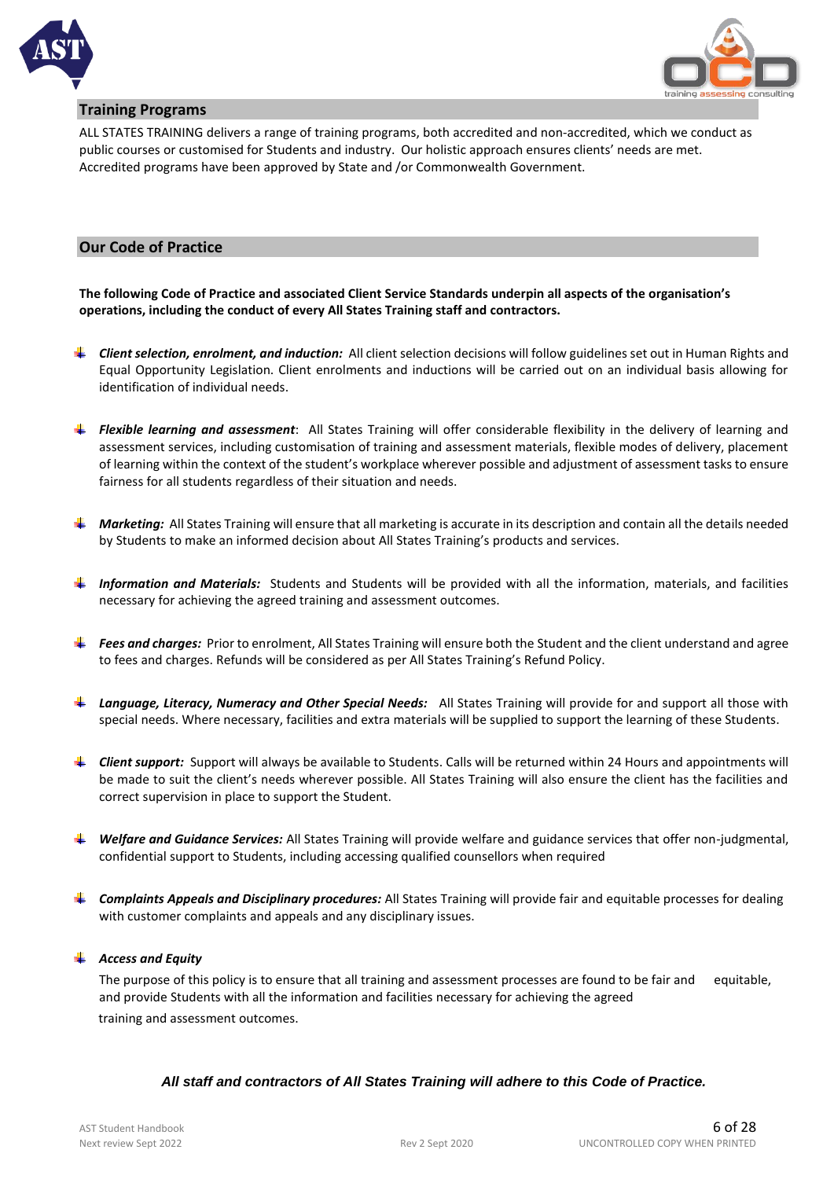## Training Programs

ALL STATES TRAINING delivers a range of training programs, both accredited and non-accredited, which we conduct as public courses or customised for Students and industry. Our holistic approach ensures clients' needs are met. Accredited programs have been approved by State and /or Commonwealth Government.

## Our Code of Practice

**The following Code of Practice and associated Client Service Standards underpin all aspects of the organisation's operations, including the conduct of every All States Training staff and contractors.**

- ***Client selection, enrolment, and induction:*** All client selection decisions will follow guidelines set out in Human Rights and Equal Opportunity Legislation. Client enrolments and inductions will be carried out on an individual basis allowing for identification of individual needs.

- ***Flexible learning and assessment***: All States Training will offer considerable flexibility in the delivery of learning and assessment services, including customisation of training and assessment materials, flexible modes of delivery, placement of learning within the context of the student's workplace wherever possible and adjustment of assessment tasks to ensure fairness for all students regardless of their situation and needs.

- ***Marketing:*** All States Training will ensure that all marketing is accurate in its description and contain all the details needed by Students to make an informed decision about All States Training's products and services.

- ***Information and Materials:*** Students and Students will be provided with all the information, materials, and facilities necessary for achieving the agreed training and assessment outcomes.

- ***Fees and charges:*** Prior to enrolment, All States Training will ensure both the Student and the client understand and agree to fees and charges. Refunds will be considered as per All States Training's Refund Policy.

- ***Language, Literacy, Numeracy and Other Special Needs:*** All States Training will provide for and support all those with special needs. Where necessary, facilities and extra materials will be supplied to support the learning of these Students.

- ***Client support:*** Support will always be available to Students. Calls will be returned within 24 Hours and appointments will be made to suit the client's needs wherever possible. All States Training will also ensure the client has the facilities and correct supervision in place to support the Student.

- ***Welfare and Guidance Services:*** All States Training will provide welfare and guidance services that offer non-judgmental, confidential support to Students, including accessing qualified counsellors when required

- ***Complaints Appeals and Disciplinary procedures:*** All States Training will provide fair and equitable processes for dealing with customer complaints and appeals and any disciplinary issues.

- ***Access and Equity***

  The purpose of this policy is to ensure that all training and assessment processes are found to be fair and equitable, and provide Students with all the information and facilities necessary for achieving the agreed training and assessment outcomes.

***All staff and contractors of All States Training will adhere to this Code of Practice.***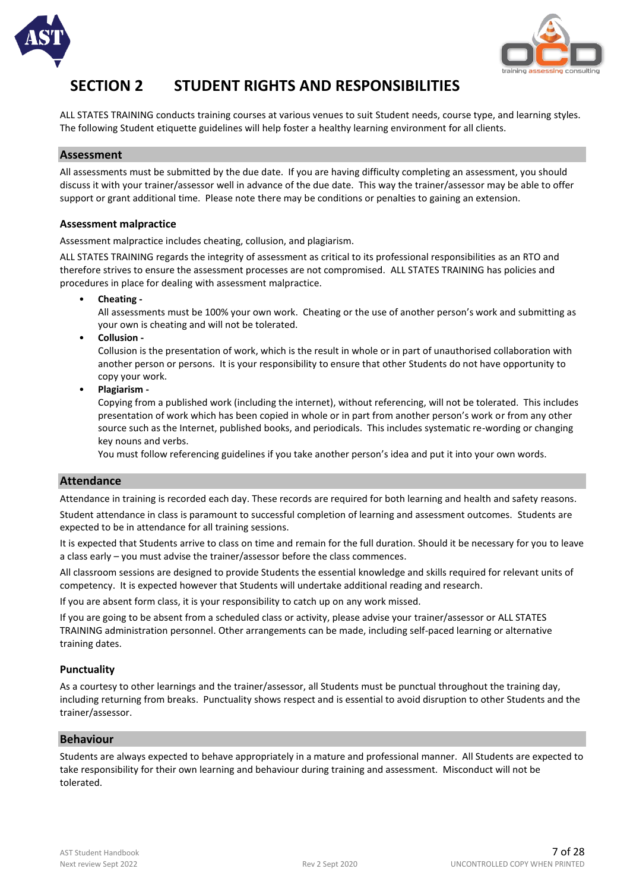# SECTION 2 STUDENT RIGHTS AND RESPONSIBILITIES

ALL STATES TRAINING conducts training courses at various venues to suit Student needs, course type, and learning styles. The following Student etiquette guidelines will help foster a healthy learning environment for all clients.

## Assessment

All assessments must be submitted by the due date. If you are having difficulty completing an assessment, you should discuss it with your trainer/assessor well in advance of the due date. This way the trainer/assessor may be able to offer support or grant additional time. Please note there may be conditions or penalties to gaining an extension.

### Assessment malpractice

Assessment malpractice includes cheating, collusion, and plagiarism.

ALL STATES TRAINING regards the integrity of assessment as critical to its professional responsibilities as an RTO and therefore strives to ensure the assessment processes are not compromised. ALL STATES TRAINING has policies and procedures in place for dealing with assessment malpractice.

- **Cheating -**
  All assessments must be 100% your own work. Cheating or the use of another person's work and submitting as your own is cheating and will not be tolerated.
- **Collusion -**
  Collusion is the presentation of work, which is the result in whole or in part of unauthorised collaboration with another person or persons. It is your responsibility to ensure that other Students do not have opportunity to copy your work.
- **Plagiarism -**
  Copying from a published work (including the internet), without referencing, will not be tolerated. This includes presentation of work which has been copied in whole or in part from another person's work or from any other source such as the Internet, published books, and periodicals. This includes systematic re-wording or changing key nouns and verbs.
  You must follow referencing guidelines if you take another person's idea and put it into your own words.

## Attendance

Attendance in training is recorded each day. These records are required for both learning and health and safety reasons.

Student attendance in class is paramount to successful completion of learning and assessment outcomes. Students are expected to be in attendance for all training sessions.

It is expected that Students arrive to class on time and remain for the full duration. Should it be necessary for you to leave a class early – you must advise the trainer/assessor before the class commences.

All classroom sessions are designed to provide Students the essential knowledge and skills required for relevant units of competency. It is expected however that Students will undertake additional reading and research.

If you are absent form class, it is your responsibility to catch up on any work missed.

If you are going to be absent from a scheduled class or activity, please advise your trainer/assessor or ALL STATES TRAINING administration personnel. Other arrangements can be made, including self-paced learning or alternative training dates.

### Punctuality

As a courtesy to other learnings and the trainer/assessor, all Students must be punctual throughout the training day, including returning from breaks. Punctuality shows respect and is essential to avoid disruption to other Students and the trainer/assessor.

## Behaviour

Students are always expected to behave appropriately in a mature and professional manner. All Students are expected to take responsibility for their own learning and behaviour during training and assessment. Misconduct will not be tolerated.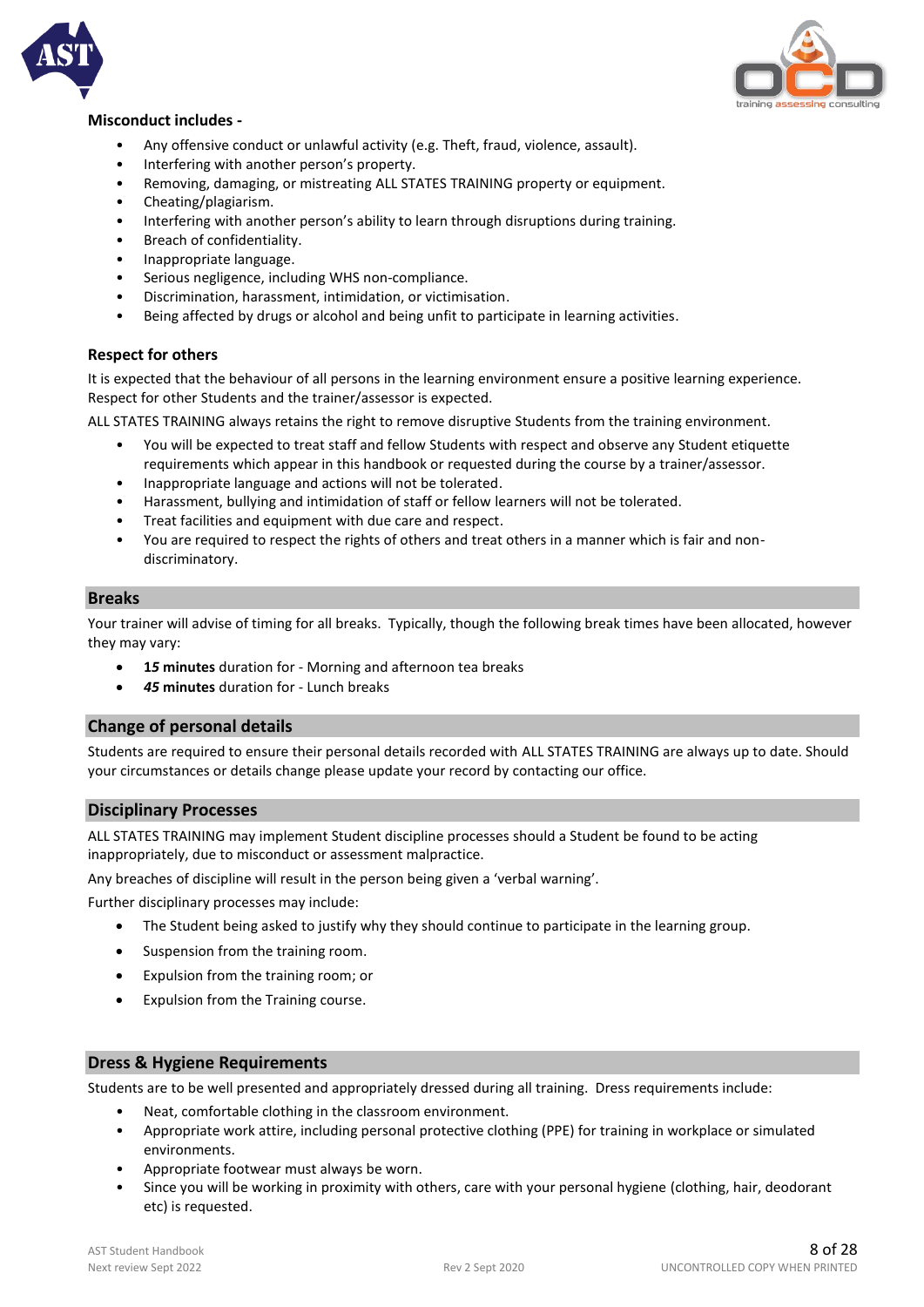**Misconduct includes -**

- Any offensive conduct or unlawful activity (e.g. Theft, fraud, violence, assault).
- Interfering with another person's property.
- Removing, damaging, or mistreating ALL STATES TRAINING property or equipment.
- Cheating/plagiarism.
- Interfering with another person's ability to learn through disruptions during training.
- Breach of confidentiality.
- Inappropriate language.
- Serious negligence, including WHS non-compliance.
- Discrimination, harassment, intimidation, or victimisation.
- Being affected by drugs or alcohol and being unfit to participate in learning activities.

**Respect for others**

It is expected that the behaviour of all persons in the learning environment ensure a positive learning experience. Respect for other Students and the trainer/assessor is expected.

ALL STATES TRAINING always retains the right to remove disruptive Students from the training environment.

- You will be expected to treat staff and fellow Students with respect and observe any Student etiquette requirements which appear in this handbook or requested during the course by a trainer/assessor.
- Inappropriate language and actions will not be tolerated.
- Harassment, bullying and intimidation of staff or fellow learners will not be tolerated.
- Treat facilities and equipment with due care and respect.
- You are required to respect the rights of others and treat others in a manner which is fair and non-discriminatory.

## Breaks

Your trainer will advise of timing for all breaks. Typically, though the following break times have been allocated, however they may vary:

- ***15* minutes** duration for - Morning and afternoon tea breaks
- ***45* minutes** duration for - Lunch breaks

## Change of personal details

Students are required to ensure their personal details recorded with ALL STATES TRAINING are always up to date. Should your circumstances or details change please update your record by contacting our office.

## Disciplinary Processes

ALL STATES TRAINING may implement Student discipline processes should a Student be found to be acting inappropriately, due to misconduct or assessment malpractice.

Any breaches of discipline will result in the person being given a 'verbal warning'.

Further disciplinary processes may include:

- The Student being asked to justify why they should continue to participate in the learning group.
- Suspension from the training room.
- Expulsion from the training room; or
- Expulsion from the Training course.

## Dress & Hygiene Requirements

Students are to be well presented and appropriately dressed during all training. Dress requirements include:

- Neat, comfortable clothing in the classroom environment.
- Appropriate work attire, including personal protective clothing (PPE) for training in workplace or simulated environments.
- Appropriate footwear must always be worn.
- Since you will be working in proximity with others, care with your personal hygiene (clothing, hair, deodorant etc) is requested.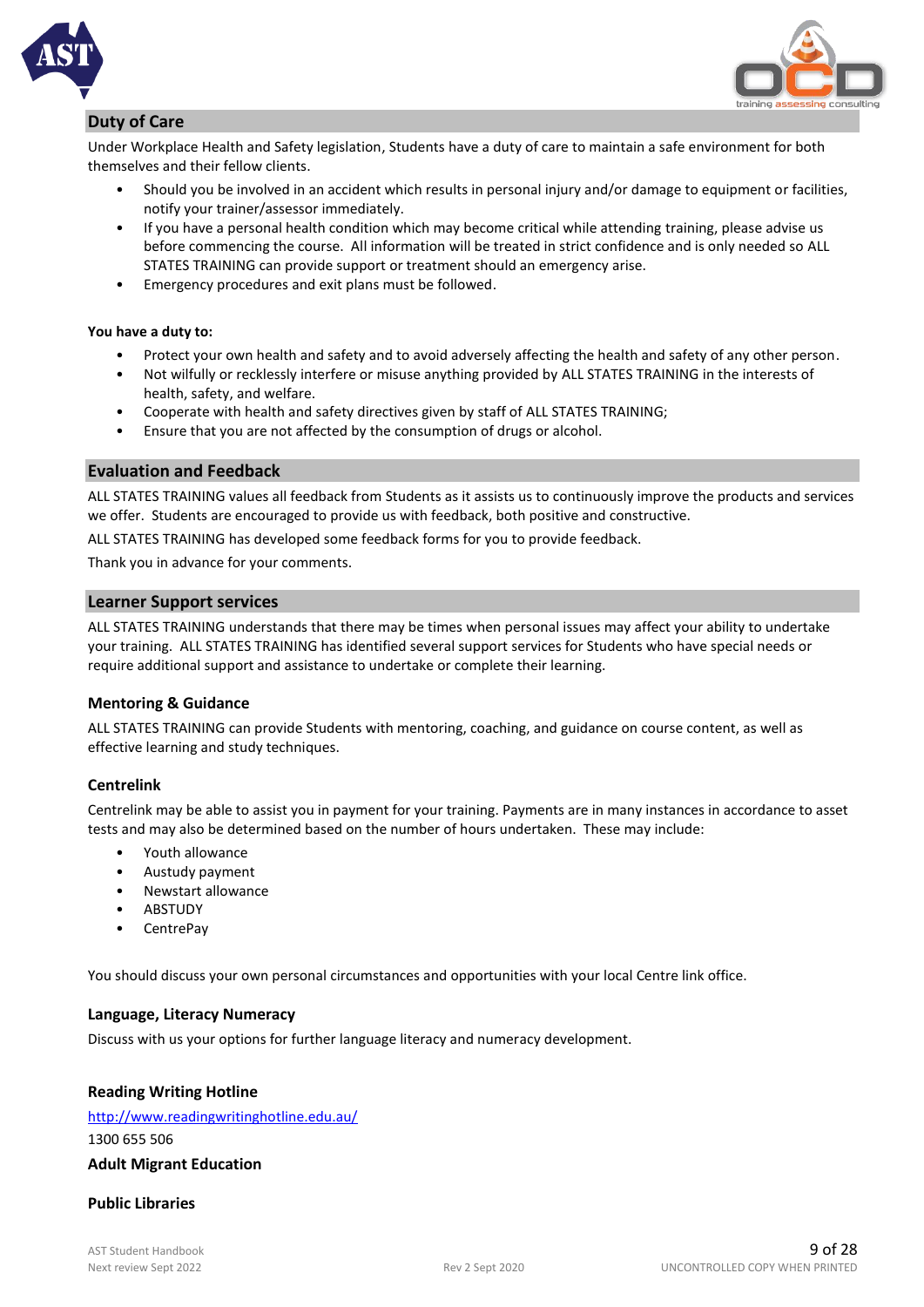## Duty of Care

Under Workplace Health and Safety legislation, Students have a duty of care to maintain a safe environment for both themselves and their fellow clients.

- Should you be involved in an accident which results in personal injury and/or damage to equipment or facilities, notify your trainer/assessor immediately.
- If you have a personal health condition which may become critical while attending training, please advise us before commencing the course. All information will be treated in strict confidence and is only needed so ALL STATES TRAINING can provide support or treatment should an emergency arise.
- Emergency procedures and exit plans must be followed.

**You have a duty to:**

- Protect your own health and safety and to avoid adversely affecting the health and safety of any other person.
- Not wilfully or recklessly interfere or misuse anything provided by ALL STATES TRAINING in the interests of health, safety, and welfare.
- Cooperate with health and safety directives given by staff of ALL STATES TRAINING;
- Ensure that you are not affected by the consumption of drugs or alcohol.

## Evaluation and Feedback

ALL STATES TRAINING values all feedback from Students as it assists us to continuously improve the products and services we offer. Students are encouraged to provide us with feedback, both positive and constructive.

ALL STATES TRAINING has developed some feedback forms for you to provide feedback.

Thank you in advance for your comments.

## Learner Support services

ALL STATES TRAINING understands that there may be times when personal issues may affect your ability to undertake your training. ALL STATES TRAINING has identified several support services for Students who have special needs or require additional support and assistance to undertake or complete their learning.

### Mentoring & Guidance

ALL STATES TRAINING can provide Students with mentoring, coaching, and guidance on course content, as well as effective learning and study techniques.

### Centrelink

Centrelink may be able to assist you in payment for your training. Payments are in many instances in accordance to asset tests and may also be determined based on the number of hours undertaken. These may include:

- Youth allowance
- Austudy payment
- Newstart allowance
- ABSTUDY
- CentrePay

You should discuss your own personal circumstances and opportunities with your local Centre link office.

### Language, Literacy Numeracy

Discuss with us your options for further language literacy and numeracy development.

### Reading Writing Hotline

http://www.readingwritinghotline.edu.au/

1300 655 506

### Adult Migrant Education

### Public Libraries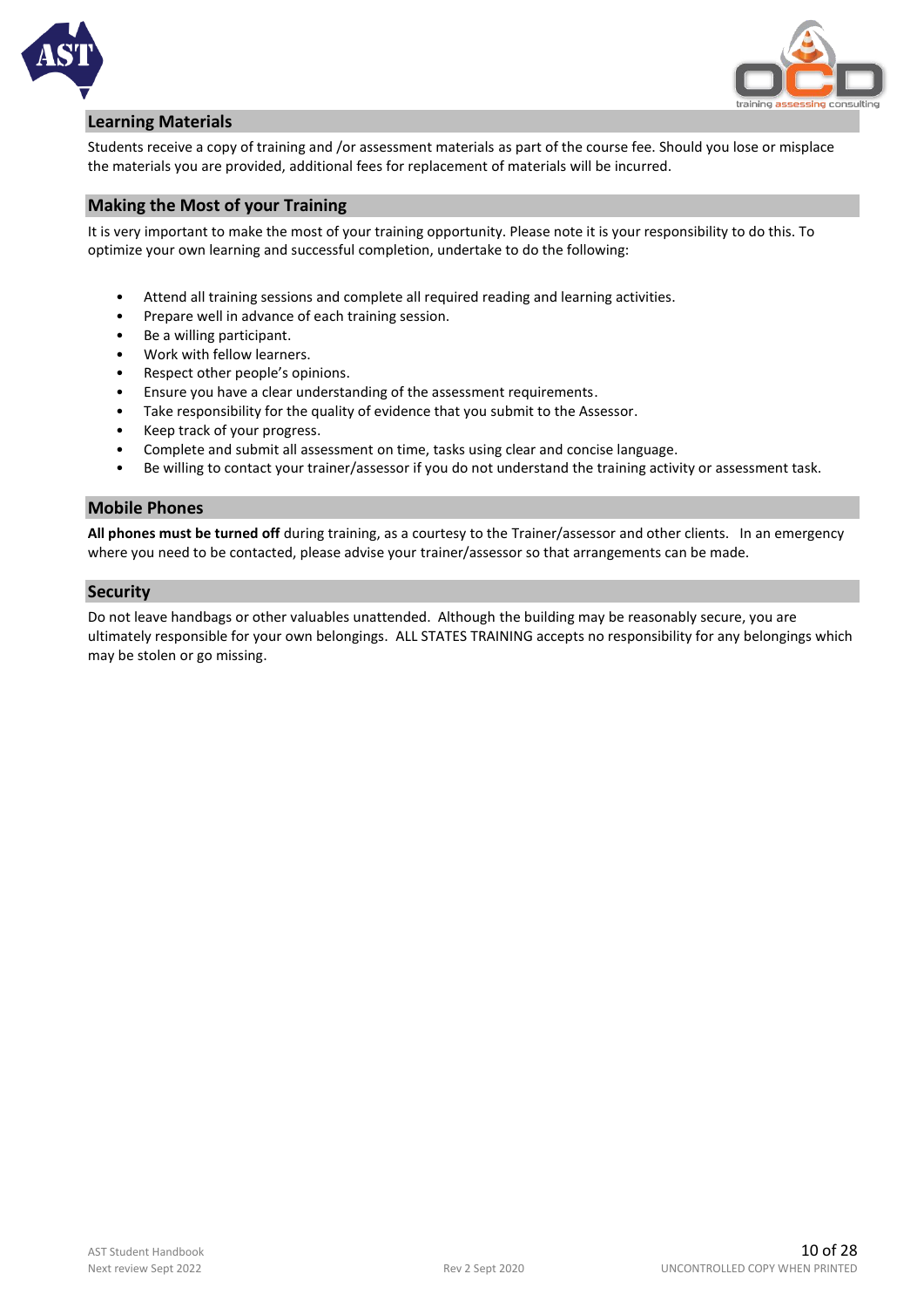## Learning Materials

Students receive a copy of training and /or assessment materials as part of the course fee. Should you lose or misplace the materials you are provided, additional fees for replacement of materials will be incurred.

## Making the Most of your Training

It is very important to make the most of your training opportunity. Please note it is your responsibility to do this. To optimize your own learning and successful completion, undertake to do the following:

- Attend all training sessions and complete all required reading and learning activities.
- Prepare well in advance of each training session.
- Be a willing participant.
- Work with fellow learners.
- Respect other people's opinions.
- Ensure you have a clear understanding of the assessment requirements.
- Take responsibility for the quality of evidence that you submit to the Assessor.
- Keep track of your progress.
- Complete and submit all assessment on time, tasks using clear and concise language.
- Be willing to contact your trainer/assessor if you do not understand the training activity or assessment task.

## Mobile Phones

**All phones must be turned off** during training, as a courtesy to the Trainer/assessor and other clients. In an emergency where you need to be contacted, please advise your trainer/assessor so that arrangements can be made.

## Security

Do not leave handbags or other valuables unattended. Although the building may be reasonably secure, you are ultimately responsible for your own belongings. ALL STATES TRAINING accepts no responsibility for any belongings which may be stolen or go missing.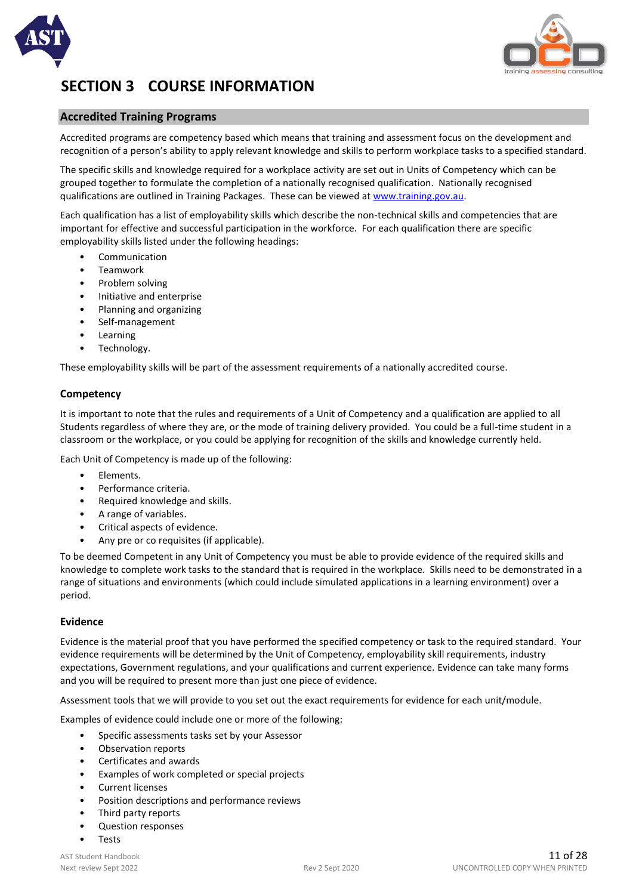# SECTION 3 COURSE INFORMATION

## Accredited Training Programs

Accredited programs are competency based which means that training and assessment focus on the development and recognition of a person's ability to apply relevant knowledge and skills to perform workplace tasks to a specified standard.

The specific skills and knowledge required for a workplace activity are set out in Units of Competency which can be grouped together to formulate the completion of a nationally recognised qualification. Nationally recognised qualifications are outlined in Training Packages. These can be viewed at www.training.gov.au.

Each qualification has a list of employability skills which describe the non-technical skills and competencies that are important for effective and successful participation in the workforce. For each qualification there are specific employability skills listed under the following headings:

- Communication
- Teamwork
- Problem solving
- Initiative and enterprise
- Planning and organizing
- Self-management
- Learning
- Technology.

These employability skills will be part of the assessment requirements of a nationally accredited course.

### Competency

It is important to note that the rules and requirements of a Unit of Competency and a qualification are applied to all Students regardless of where they are, or the mode of training delivery provided. You could be a full-time student in a classroom or the workplace, or you could be applying for recognition of the skills and knowledge currently held.

Each Unit of Competency is made up of the following:

- Elements.
- Performance criteria.
- Required knowledge and skills.
- A range of variables.
- Critical aspects of evidence.
- Any pre or co requisites (if applicable).

To be deemed Competent in any Unit of Competency you must be able to provide evidence of the required skills and knowledge to complete work tasks to the standard that is required in the workplace. Skills need to be demonstrated in a range of situations and environments (which could include simulated applications in a learning environment) over a period.

### Evidence

Evidence is the material proof that you have performed the specified competency or task to the required standard. Your evidence requirements will be determined by the Unit of Competency, employability skill requirements, industry expectations, Government regulations, and your qualifications and current experience. Evidence can take many forms and you will be required to present more than just one piece of evidence.

Assessment tools that we will provide to you set out the exact requirements for evidence for each unit/module.

Examples of evidence could include one or more of the following:

- Specific assessments tasks set by your Assessor
- Observation reports
- Certificates and awards
- Examples of work completed or special projects
- Current licenses
- Position descriptions and performance reviews
- Third party reports
- Question responses
- Tests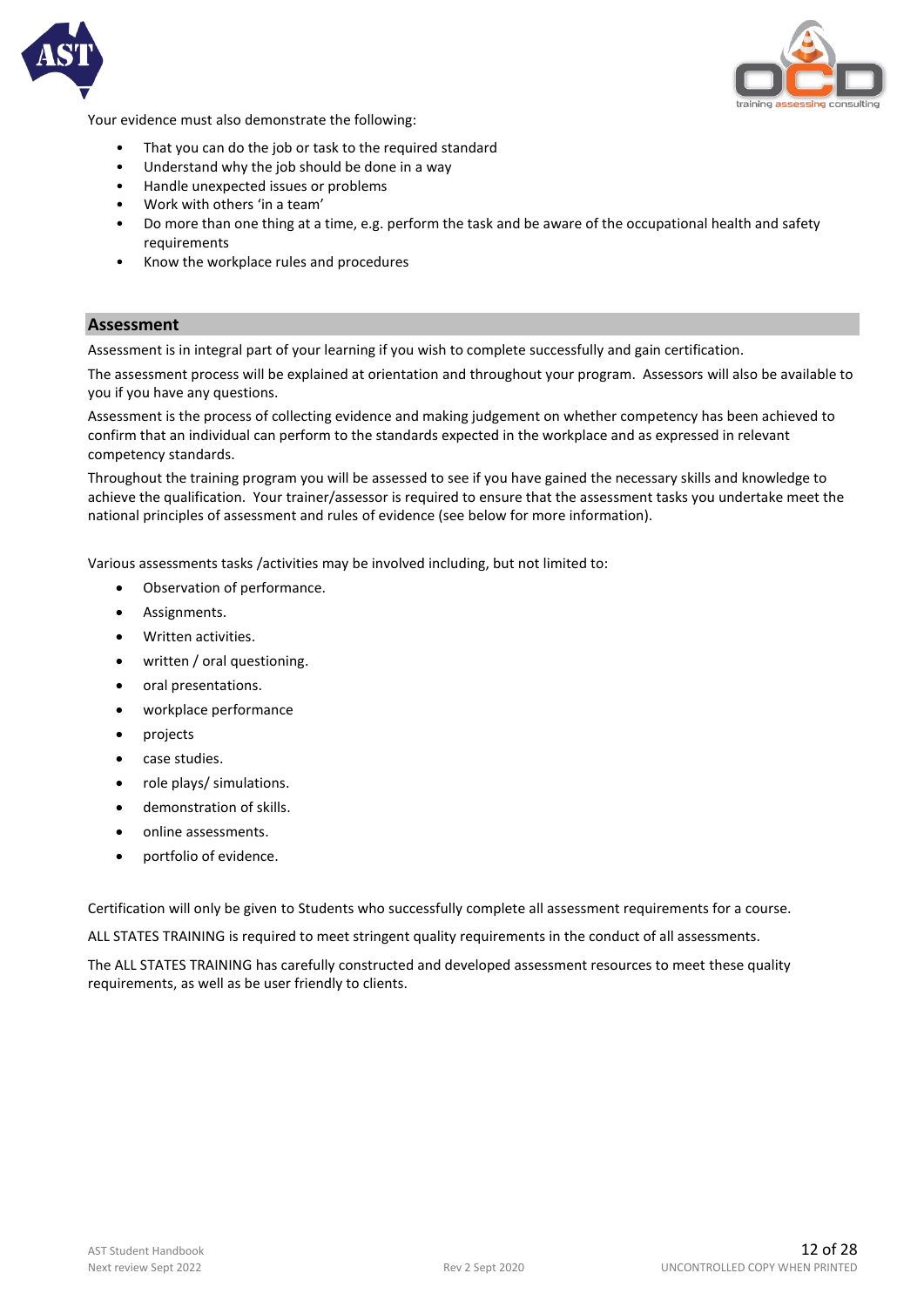Your evidence must also demonstrate the following:

- That you can do the job or task to the required standard
- Understand why the job should be done in a way
- Handle unexpected issues or problems
- Work with others 'in a team'
- Do more than one thing at a time, e.g. perform the task and be aware of the occupational health and safety requirements
- Know the workplace rules and procedures

## Assessment

Assessment is in integral part of your learning if you wish to complete successfully and gain certification.

The assessment process will be explained at orientation and throughout your program. Assessors will also be available to you if you have any questions.

Assessment is the process of collecting evidence and making judgement on whether competency has been achieved to confirm that an individual can perform to the standards expected in the workplace and as expressed in relevant competency standards.

Throughout the training program you will be assessed to see if you have gained the necessary skills and knowledge to achieve the qualification. Your trainer/assessor is required to ensure that the assessment tasks you undertake meet the national principles of assessment and rules of evidence (see below for more information).

Various assessments tasks /activities may be involved including, but not limited to:

- Observation of performance.
- Assignments.
- Written activities.
- written / oral questioning.
- oral presentations.
- workplace performance
- projects
- case studies.
- role plays/ simulations.
- demonstration of skills.
- online assessments.
- portfolio of evidence.

Certification will only be given to Students who successfully complete all assessment requirements for a course.

ALL STATES TRAINING is required to meet stringent quality requirements in the conduct of all assessments.

The ALL STATES TRAINING has carefully constructed and developed assessment resources to meet these quality requirements, as well as be user friendly to clients.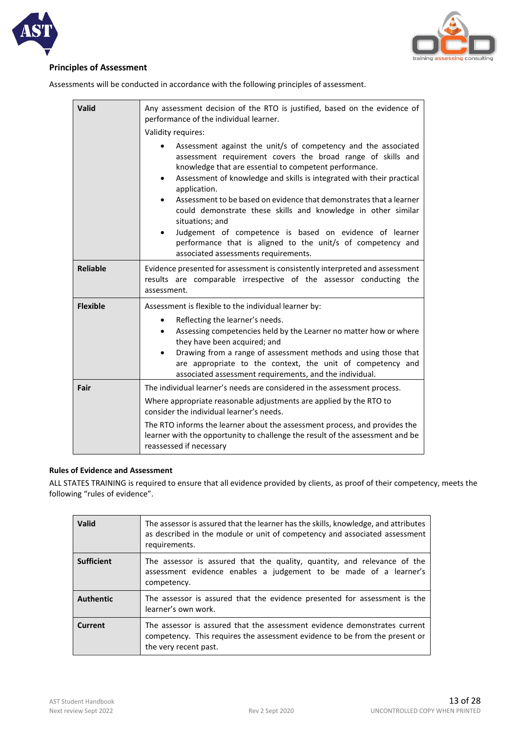## Principles of Assessment

Assessments will be conducted in accordance with the following principles of assessment.

| | |
|---|---|
| **Valid** | Any assessment decision of the RTO is justified, based on the evidence of performance of the individual learner.<br><br>Validity requires:<br><br>• Assessment against the unit/s of competency and the associated assessment requirement covers the broad range of skills and knowledge that are essential to competent performance.<br>• Assessment of knowledge and skills is integrated with their practical application.<br>• Assessment to be based on evidence that demonstrates that a learner could demonstrate these skills and knowledge in other similar situations; and<br>• Judgement of competence is based on evidence of learner performance that is aligned to the unit/s of competency and associated assessments requirements. |
| **Reliable** | Evidence presented for assessment is consistently interpreted and assessment results are comparable irrespective of the assessor conducting the assessment. |
| **Flexible** | Assessment is flexible to the individual learner by:<br><br>• Reflecting the learner's needs.<br>• Assessing competencies held by the Learner no matter how or where they have been acquired; and<br>• Drawing from a range of assessment methods and using those that are appropriate to the context, the unit of competency and associated assessment requirements, and the individual. |
| **Fair** | The individual learner's needs are considered in the assessment process.<br><br>Where appropriate reasonable adjustments are applied by the RTO to consider the individual learner's needs.<br><br>The RTO informs the learner about the assessment process, and provides the learner with the opportunity to challenge the result of the assessment and be reassessed if necessary |

### Rules of Evidence and Assessment

ALL STATES TRAINING is required to ensure that all evidence provided by clients, as proof of their competency, meets the following "rules of evidence".

| | |
|---|---|
| **Valid** | The assessor is assured that the learner has the skills, knowledge, and attributes as described in the module or unit of competency and associated assessment requirements. |
| **Sufficient** | The assessor is assured that the quality, quantity, and relevance of the assessment evidence enables a judgement to be made of a learner's competency. |
| **Authentic** | The assessor is assured that the evidence presented for assessment is the learner's own work. |
| **Current** | The assessor is assured that the assessment evidence demonstrates current competency. This requires the assessment evidence to be from the present or the very recent past. |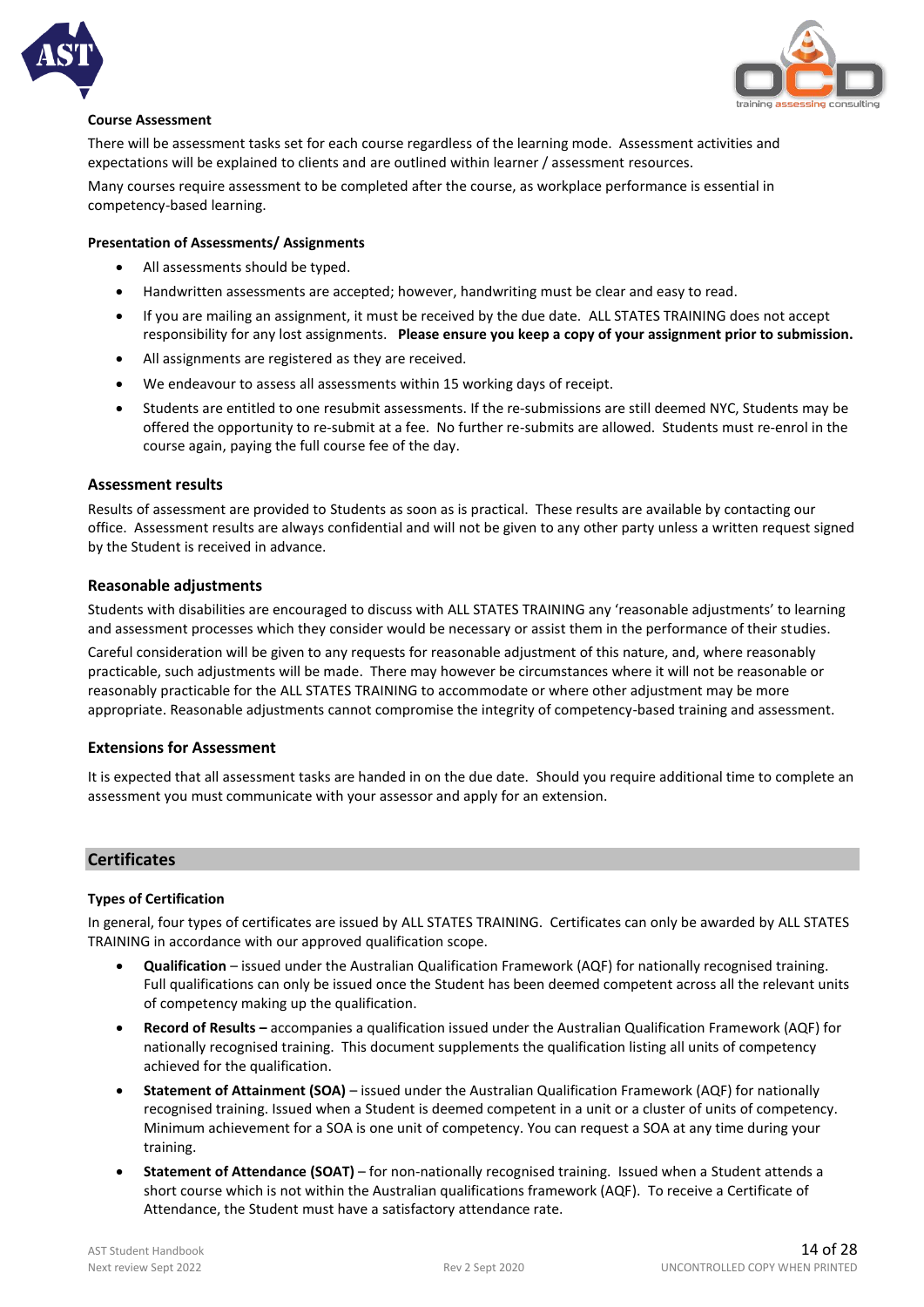### Course Assessment

There will be assessment tasks set for each course regardless of the learning mode. Assessment activities and expectations will be explained to clients and are outlined within learner / assessment resources.

Many courses require assessment to be completed after the course, as workplace performance is essential in competency-based learning.

### Presentation of Assessments/ Assignments

- All assessments should be typed.
- Handwritten assessments are accepted; however, handwriting must be clear and easy to read.
- If you are mailing an assignment, it must be received by the due date. ALL STATES TRAINING does not accept responsibility for any lost assignments. **Please ensure you keep a copy of your assignment prior to submission.**
- All assignments are registered as they are received.
- We endeavour to assess all assessments within 15 working days of receipt.
- Students are entitled to one resubmit assessments. If the re-submissions are still deemed NYC, Students may be offered the opportunity to re-submit at a fee. No further re-submits are allowed. Students must re-enrol in the course again, paying the full course fee of the day.

### Assessment results

Results of assessment are provided to Students as soon as is practical. These results are available by contacting our office. Assessment results are always confidential and will not be given to any other party unless a written request signed by the Student is received in advance.

### Reasonable adjustments

Students with disabilities are encouraged to discuss with ALL STATES TRAINING any 'reasonable adjustments' to learning and assessment processes which they consider would be necessary or assist them in the performance of their studies.

Careful consideration will be given to any requests for reasonable adjustment of this nature, and, where reasonably practicable, such adjustments will be made. There may however be circumstances where it will not be reasonable or reasonably practicable for the ALL STATES TRAINING to accommodate or where other adjustment may be more appropriate. Reasonable adjustments cannot compromise the integrity of competency-based training and assessment.

### Extensions for Assessment

It is expected that all assessment tasks are handed in on the due date. Should you require additional time to complete an assessment you must communicate with your assessor and apply for an extension.

## Certificates

### Types of Certification

In general, four types of certificates are issued by ALL STATES TRAINING. Certificates can only be awarded by ALL STATES TRAINING in accordance with our approved qualification scope.

- **Qualification** – issued under the Australian Qualification Framework (AQF) for nationally recognised training. Full qualifications can only be issued once the Student has been deemed competent across all the relevant units of competency making up the qualification.
- **Record of Results –** accompanies a qualification issued under the Australian Qualification Framework (AQF) for nationally recognised training. This document supplements the qualification listing all units of competency achieved for the qualification.
- **Statement of Attainment (SOA)** – issued under the Australian Qualification Framework (AQF) for nationally recognised training. Issued when a Student is deemed competent in a unit or a cluster of units of competency. Minimum achievement for a SOA is one unit of competency. You can request a SOA at any time during your training.
- **Statement of Attendance (SOAT)** – for non-nationally recognised training. Issued when a Student attends a short course which is not within the Australian qualifications framework (AQF). To receive a Certificate of Attendance, the Student must have a satisfactory attendance rate.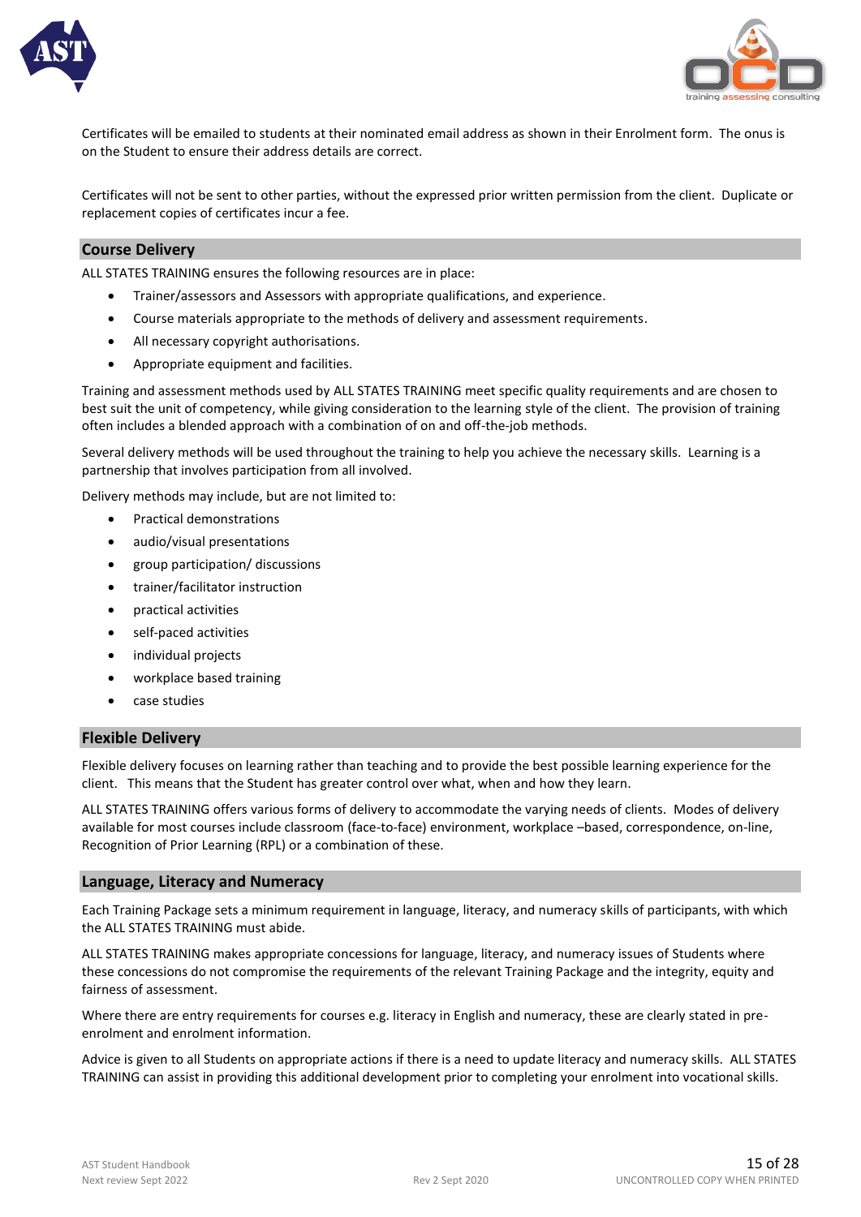Certificates will be emailed to students at their nominated email address as shown in their Enrolment form. The onus is on the Student to ensure their address details are correct.

Certificates will not be sent to other parties, without the expressed prior written permission from the client. Duplicate or replacement copies of certificates incur a fee.

## Course Delivery

ALL STATES TRAINING ensures the following resources are in place:

- Trainer/assessors and Assessors with appropriate qualifications, and experience.
- Course materials appropriate to the methods of delivery and assessment requirements.
- All necessary copyright authorisations.
- Appropriate equipment and facilities.

Training and assessment methods used by ALL STATES TRAINING meet specific quality requirements and are chosen to best suit the unit of competency, while giving consideration to the learning style of the client. The provision of training often includes a blended approach with a combination of on and off-the-job methods.

Several delivery methods will be used throughout the training to help you achieve the necessary skills. Learning is a partnership that involves participation from all involved.

Delivery methods may include, but are not limited to:

- Practical demonstrations
- audio/visual presentations
- group participation/ discussions
- trainer/facilitator instruction
- practical activities
- self-paced activities
- individual projects
- workplace based training
- case studies

## Flexible Delivery

Flexible delivery focuses on learning rather than teaching and to provide the best possible learning experience for the client. This means that the Student has greater control over what, when and how they learn.

ALL STATES TRAINING offers various forms of delivery to accommodate the varying needs of clients. Modes of delivery available for most courses include classroom (face-to-face) environment, workplace –based, correspondence, on-line, Recognition of Prior Learning (RPL) or a combination of these.

## Language, Literacy and Numeracy

Each Training Package sets a minimum requirement in language, literacy, and numeracy skills of participants, with which the ALL STATES TRAINING must abide.

ALL STATES TRAINING makes appropriate concessions for language, literacy, and numeracy issues of Students where these concessions do not compromise the requirements of the relevant Training Package and the integrity, equity and fairness of assessment.

Where there are entry requirements for courses e.g. literacy in English and numeracy, these are clearly stated in pre-enrolment and enrolment information.

Advice is given to all Students on appropriate actions if there is a need to update literacy and numeracy skills. ALL STATES TRAINING can assist in providing this additional development prior to completing your enrolment into vocational skills.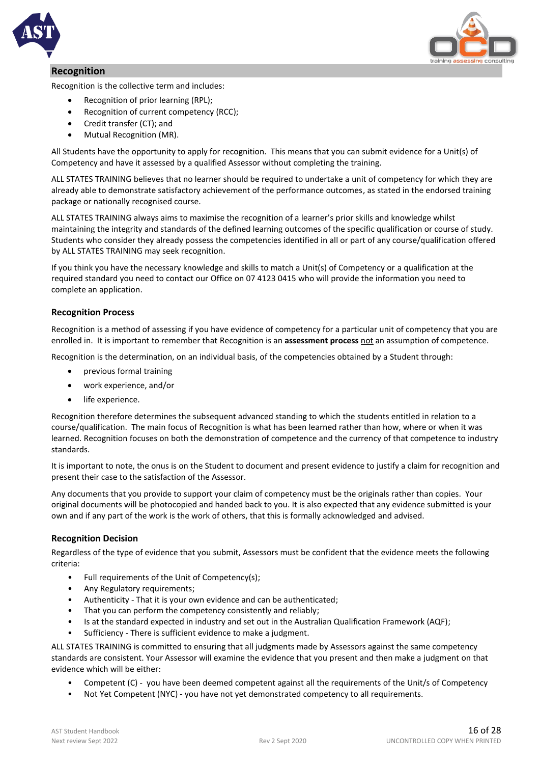## Recognition

Recognition is the collective term and includes:

- Recognition of prior learning (RPL);
- Recognition of current competency (RCC);
- Credit transfer (CT); and
- Mutual Recognition (MR).

All Students have the opportunity to apply for recognition. This means that you can submit evidence for a Unit(s) of Competency and have it assessed by a qualified Assessor without completing the training.

ALL STATES TRAINING believes that no learner should be required to undertake a unit of competency for which they are already able to demonstrate satisfactory achievement of the performance outcomes, as stated in the endorsed training package or nationally recognised course.

ALL STATES TRAINING always aims to maximise the recognition of a learner's prior skills and knowledge whilst maintaining the integrity and standards of the defined learning outcomes of the specific qualification or course of study. Students who consider they already possess the competencies identified in all or part of any course/qualification offered by ALL STATES TRAINING may seek recognition.

If you think you have the necessary knowledge and skills to match a Unit(s) of Competency or a qualification at the required standard you need to contact our Office on 07 4123 0415 who will provide the information you need to complete an application.

### Recognition Process

Recognition is a method of assessing if you have evidence of competency for a particular unit of competency that you are enrolled in. It is important to remember that Recognition is an **assessment process** not an assumption of competence.

Recognition is the determination, on an individual basis, of the competencies obtained by a Student through:

- previous formal training
- work experience, and/or
- life experience.

Recognition therefore determines the subsequent advanced standing to which the students entitled in relation to a course/qualification. The main focus of Recognition is what has been learned rather than how, where or when it was learned. Recognition focuses on both the demonstration of competence and the currency of that competence to industry standards.

It is important to note, the onus is on the Student to document and present evidence to justify a claim for recognition and present their case to the satisfaction of the Assessor.

Any documents that you provide to support your claim of competency must be the originals rather than copies. Your original documents will be photocopied and handed back to you. It is also expected that any evidence submitted is your own and if any part of the work is the work of others, that this is formally acknowledged and advised.

### Recognition Decision

Regardless of the type of evidence that you submit, Assessors must be confident that the evidence meets the following criteria:

- Full requirements of the Unit of Competency(s);
- Any Regulatory requirements;
- Authenticity - That it is your own evidence and can be authenticated;
- That you can perform the competency consistently and reliably;
- Is at the standard expected in industry and set out in the Australian Qualification Framework (AQF);
- Sufficiency - There is sufficient evidence to make a judgment.

ALL STATES TRAINING is committed to ensuring that all judgments made by Assessors against the same competency standards are consistent. Your Assessor will examine the evidence that you present and then make a judgment on that evidence which will be either:

- Competent (C) - you have been deemed competent against all the requirements of the Unit/s of Competency
- Not Yet Competent (NYC) - you have not yet demonstrated competency to all requirements.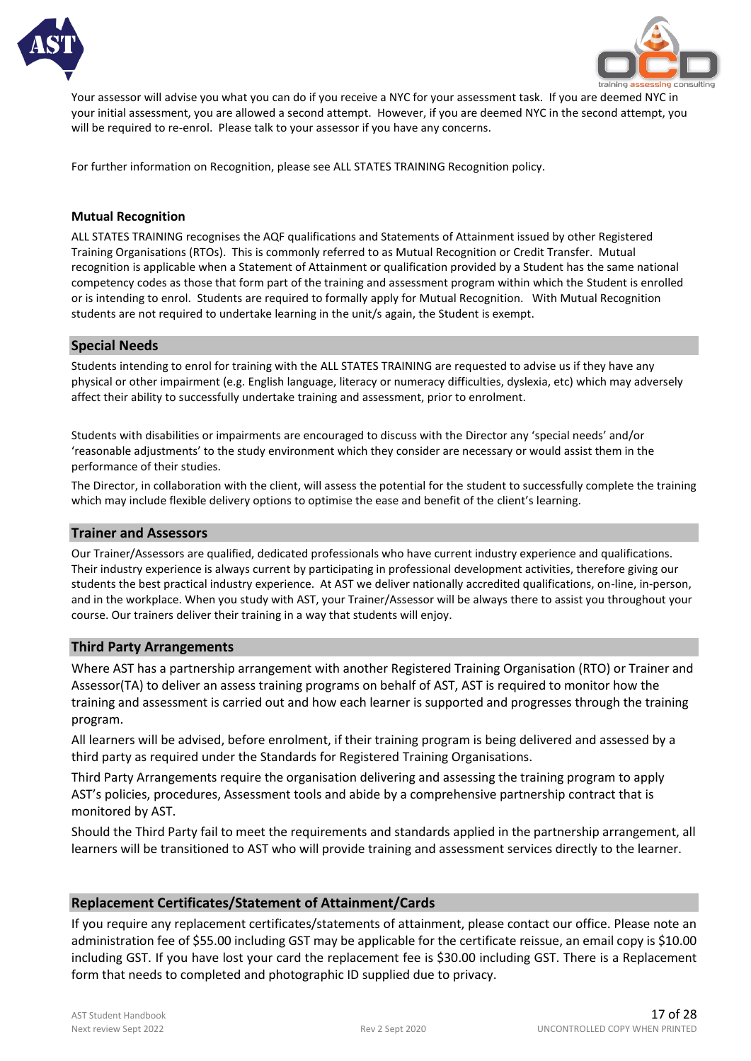Your assessor will advise you what you can do if you receive a NYC for your assessment task. If you are deemed NYC in your initial assessment, you are allowed a second attempt. However, if you are deemed NYC in the second attempt, you will be required to re-enrol. Please talk to your assessor if you have any concerns.

For further information on Recognition, please see ALL STATES TRAINING Recognition policy.

**Mutual Recognition**

ALL STATES TRAINING recognises the AQF qualifications and Statements of Attainment issued by other Registered Training Organisations (RTOs). This is commonly referred to as Mutual Recognition or Credit Transfer. Mutual recognition is applicable when a Statement of Attainment or qualification provided by a Student has the same national competency codes as those that form part of the training and assessment program within which the Student is enrolled or is intending to enrol. Students are required to formally apply for Mutual Recognition. With Mutual Recognition students are not required to undertake learning in the unit/s again, the Student is exempt.

## Special Needs

Students intending to enrol for training with the ALL STATES TRAINING are requested to advise us if they have any physical or other impairment (e.g. English language, literacy or numeracy difficulties, dyslexia, etc) which may adversely affect their ability to successfully undertake training and assessment, prior to enrolment.

Students with disabilities or impairments are encouraged to discuss with the Director any 'special needs' and/or 'reasonable adjustments' to the study environment which they consider are necessary or would assist them in the performance of their studies.

The Director, in collaboration with the client, will assess the potential for the student to successfully complete the training which may include flexible delivery options to optimise the ease and benefit of the client's learning.

## Trainer and Assessors

Our Trainer/Assessors are qualified, dedicated professionals who have current industry experience and qualifications. Their industry experience is always current by participating in professional development activities, therefore giving our students the best practical industry experience. At AST we deliver nationally accredited qualifications, on-line, in-person, and in the workplace. When you study with AST, your Trainer/Assessor will be always there to assist you throughout your course. Our trainers deliver their training in a way that students will enjoy.

## Third Party Arrangements

Where AST has a partnership arrangement with another Registered Training Organisation (RTO) or Trainer and Assessor(TA) to deliver an assess training programs on behalf of AST, AST is required to monitor how the training and assessment is carried out and how each learner is supported and progresses through the training program.

All learners will be advised, before enrolment, if their training program is being delivered and assessed by a third party as required under the Standards for Registered Training Organisations.

Third Party Arrangements require the organisation delivering and assessing the training program to apply AST's policies, procedures, Assessment tools and abide by a comprehensive partnership contract that is monitored by AST.

Should the Third Party fail to meet the requirements and standards applied in the partnership arrangement, all learners will be transitioned to AST who will provide training and assessment services directly to the learner.

## Replacement Certificates/Statement of Attainment/Cards

If you require any replacement certificates/statements of attainment, please contact our office. Please note an administration fee of $55.00 including GST may be applicable for the certificate reissue, an email copy is $10.00 including GST. If you have lost your card the replacement fee is $30.00 including GST. There is a Replacement form that needs to completed and photographic ID supplied due to privacy.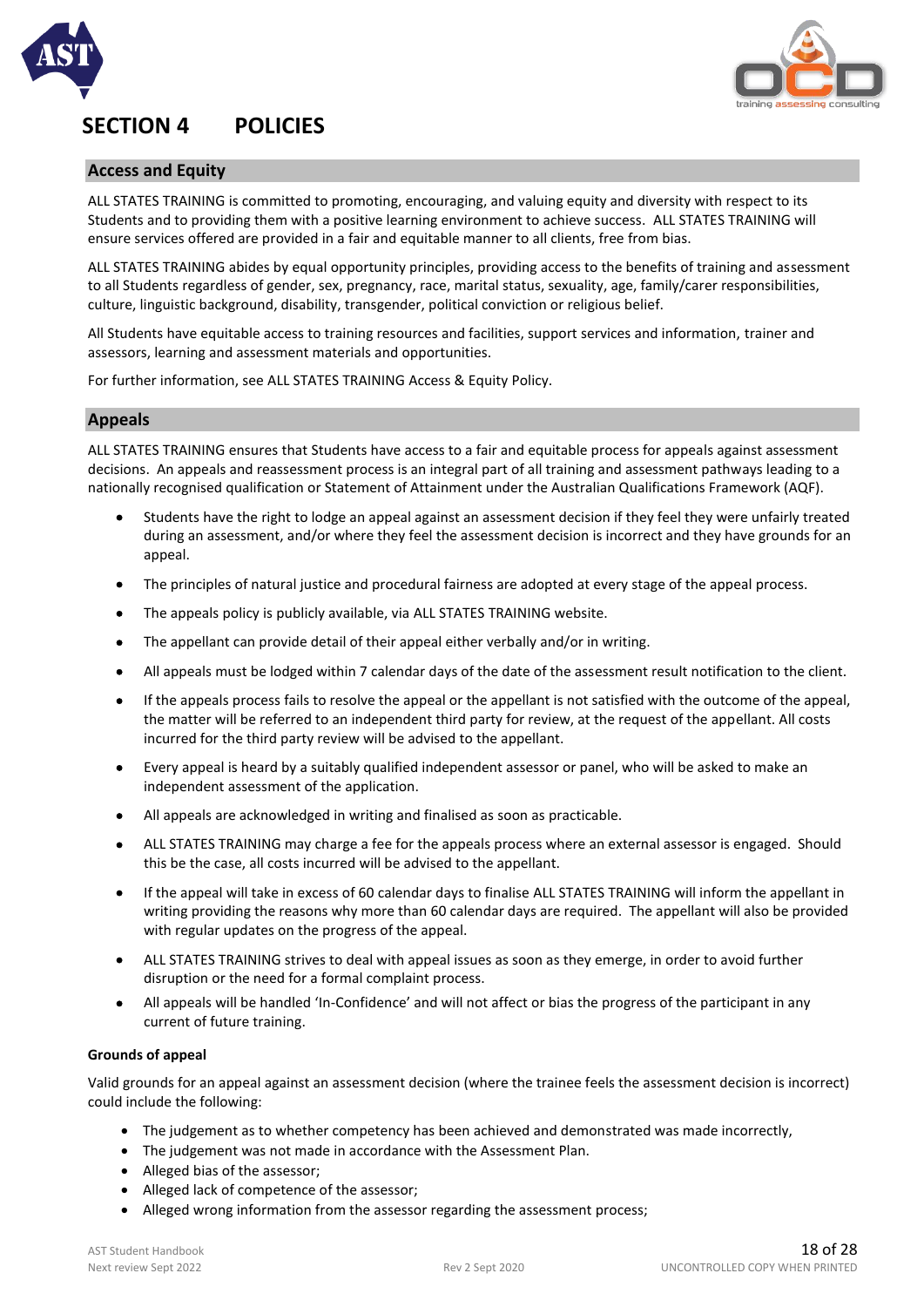# SECTION 4 POLICIES

## Access and Equity

ALL STATES TRAINING is committed to promoting, encouraging, and valuing equity and diversity with respect to its Students and to providing them with a positive learning environment to achieve success. ALL STATES TRAINING will ensure services offered are provided in a fair and equitable manner to all clients, free from bias.

ALL STATES TRAINING abides by equal opportunity principles, providing access to the benefits of training and assessment to all Students regardless of gender, sex, pregnancy, race, marital status, sexuality, age, family/carer responsibilities, culture, linguistic background, disability, transgender, political conviction or religious belief.

All Students have equitable access to training resources and facilities, support services and information, trainer and assessors, learning and assessment materials and opportunities.

For further information, see ALL STATES TRAINING Access & Equity Policy.

## Appeals

ALL STATES TRAINING ensures that Students have access to a fair and equitable process for appeals against assessment decisions. An appeals and reassessment process is an integral part of all training and assessment pathways leading to a nationally recognised qualification or Statement of Attainment under the Australian Qualifications Framework (AQF).

- Students have the right to lodge an appeal against an assessment decision if they feel they were unfairly treated during an assessment, and/or where they feel the assessment decision is incorrect and they have grounds for an appeal.
- The principles of natural justice and procedural fairness are adopted at every stage of the appeal process.
- The appeals policy is publicly available, via ALL STATES TRAINING website.
- The appellant can provide detail of their appeal either verbally and/or in writing.
- All appeals must be lodged within 7 calendar days of the date of the assessment result notification to the client.
- If the appeals process fails to resolve the appeal or the appellant is not satisfied with the outcome of the appeal, the matter will be referred to an independent third party for review, at the request of the appellant. All costs incurred for the third party review will be advised to the appellant.
- Every appeal is heard by a suitably qualified independent assessor or panel, who will be asked to make an independent assessment of the application.
- All appeals are acknowledged in writing and finalised as soon as practicable.
- ALL STATES TRAINING may charge a fee for the appeals process where an external assessor is engaged. Should this be the case, all costs incurred will be advised to the appellant.
- If the appeal will take in excess of 60 calendar days to finalise ALL STATES TRAINING will inform the appellant in writing providing the reasons why more than 60 calendar days are required. The appellant will also be provided with regular updates on the progress of the appeal.
- ALL STATES TRAINING strives to deal with appeal issues as soon as they emerge, in order to avoid further disruption or the need for a formal complaint process.
- All appeals will be handled 'In-Confidence' and will not affect or bias the progress of the participant in any current of future training.

**Grounds of appeal**

Valid grounds for an appeal against an assessment decision (where the trainee feels the assessment decision is incorrect) could include the following:

- The judgement as to whether competency has been achieved and demonstrated was made incorrectly,
- The judgement was not made in accordance with the Assessment Plan.
- Alleged bias of the assessor;
- Alleged lack of competence of the assessor;
- Alleged wrong information from the assessor regarding the assessment process;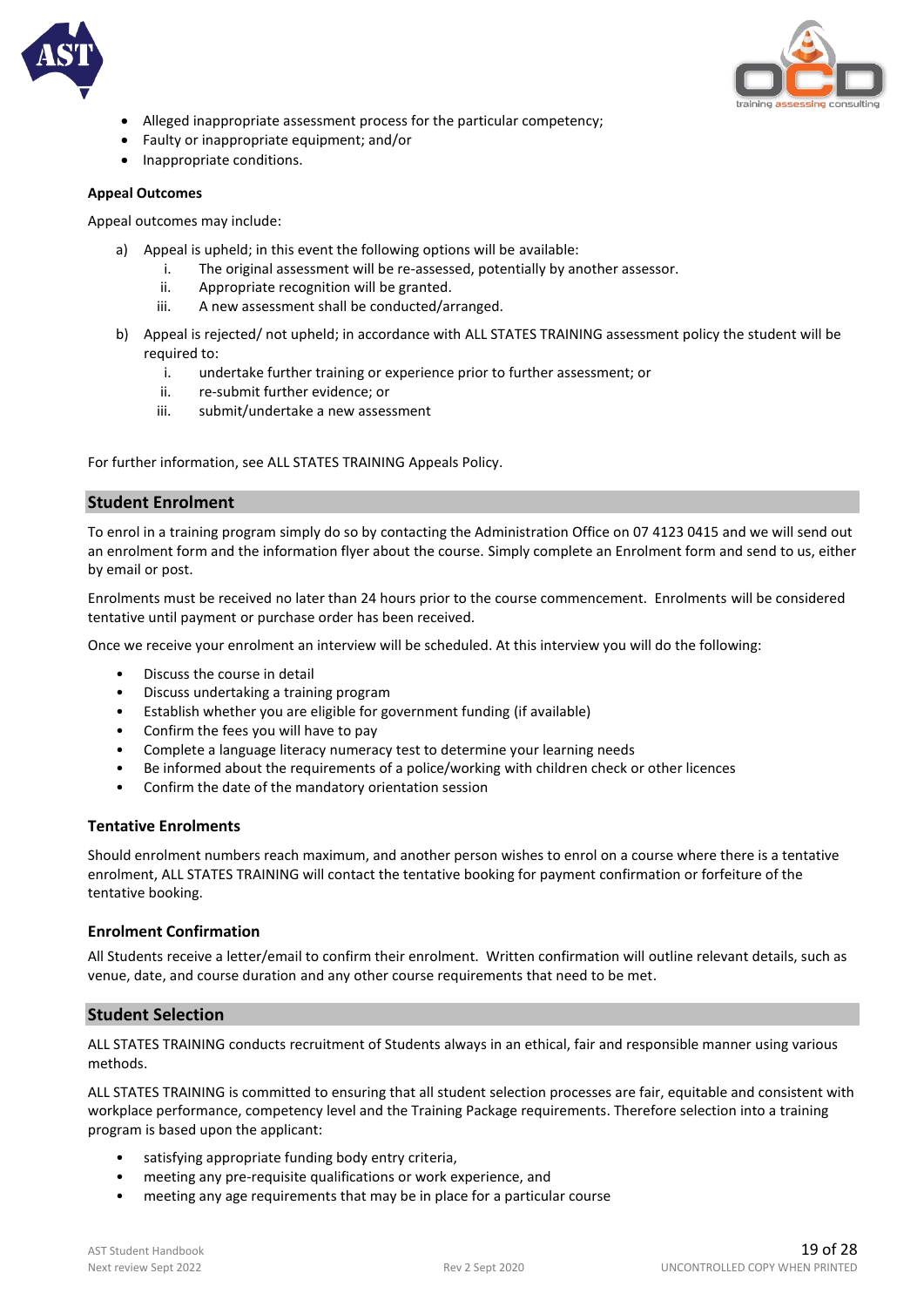- Alleged inappropriate assessment process for the particular competency;
- Faulty or inappropriate equipment; and/or
- Inappropriate conditions.

**Appeal Outcomes**

Appeal outcomes may include:

a) Appeal is upheld; in this event the following options will be available:
   i. The original assessment will be re-assessed, potentially by another assessor.
   ii. Appropriate recognition will be granted.
   iii. A new assessment shall be conducted/arranged.

b) Appeal is rejected/ not upheld; in accordance with ALL STATES TRAINING assessment policy the student will be required to:
   i. undertake further training or experience prior to further assessment; or
   ii. re-submit further evidence; or
   iii. submit/undertake a new assessment

For further information, see ALL STATES TRAINING Appeals Policy.

## Student Enrolment

To enrol in a training program simply do so by contacting the Administration Office on 07 4123 0415 and we will send out an enrolment form and the information flyer about the course. Simply complete an Enrolment form and send to us, either by email or post.

Enrolments must be received no later than 24 hours prior to the course commencement. Enrolments will be considered tentative until payment or purchase order has been received.

Once we receive your enrolment an interview will be scheduled. At this interview you will do the following:

- Discuss the course in detail
- Discuss undertaking a training program
- Establish whether you are eligible for government funding (if available)
- Confirm the fees you will have to pay
- Complete a language literacy numeracy test to determine your learning needs
- Be informed about the requirements of a police/working with children check or other licences
- Confirm the date of the mandatory orientation session

### Tentative Enrolments

Should enrolment numbers reach maximum, and another person wishes to enrol on a course where there is a tentative enrolment, ALL STATES TRAINING will contact the tentative booking for payment confirmation or forfeiture of the tentative booking.

### Enrolment Confirmation

All Students receive a letter/email to confirm their enrolment. Written confirmation will outline relevant details, such as venue, date, and course duration and any other course requirements that need to be met.

## Student Selection

ALL STATES TRAINING conducts recruitment of Students always in an ethical, fair and responsible manner using various methods.

ALL STATES TRAINING is committed to ensuring that all student selection processes are fair, equitable and consistent with workplace performance, competency level and the Training Package requirements. Therefore selection into a training program is based upon the applicant:

- satisfying appropriate funding body entry criteria,
- meeting any pre-requisite qualifications or work experience, and
- meeting any age requirements that may be in place for a particular course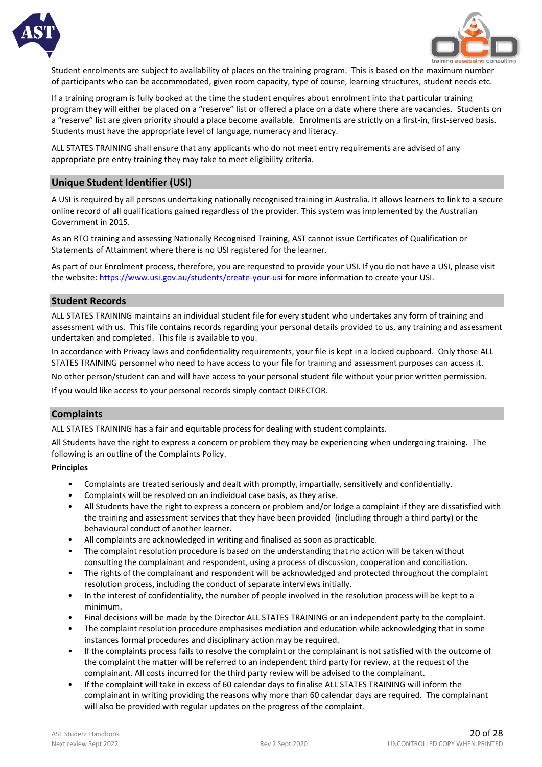Student enrolments are subject to availability of places on the training program. This is based on the maximum number of participants who can be accommodated, given room capacity, type of course, learning structures, student needs etc.

If a training program is fully booked at the time the student enquires about enrolment into that particular training program they will either be placed on a "reserve" list or offered a place on a date where there are vacancies. Students on a "reserve" list are given priority should a place become available. Enrolments are strictly on a first-in, first-served basis. Students must have the appropriate level of language, numeracy and literacy.

ALL STATES TRAINING shall ensure that any applicants who do not meet entry requirements are advised of any appropriate pre entry training they may take to meet eligibility criteria.

## Unique Student Identifier (USI)

A USI is required by all persons undertaking nationally recognised training in Australia. It allows learners to link to a secure online record of all qualifications gained regardless of the provider. This system was implemented by the Australian Government in 2015.

As an RTO training and assessing Nationally Recognised Training, AST cannot issue Certificates of Qualification or Statements of Attainment where there is no USI registered for the learner.

As part of our Enrolment process, therefore, you are requested to provide your USI. If you do not have a USI, please visit the website: https://www.usi.gov.au/students/create-your-usi for more information to create your USI.

## Student Records

ALL STATES TRAINING maintains an individual student file for every student who undertakes any form of training and assessment with us. This file contains records regarding your personal details provided to us, any training and assessment undertaken and completed. This file is available to you.

In accordance with Privacy laws and confidentiality requirements, your file is kept in a locked cupboard. Only those ALL STATES TRAINING personnel who need to have access to your file for training and assessment purposes can access it.

No other person/student can and will have access to your personal student file without your prior written permission.

If you would like access to your personal records simply contact DIRECTOR.

## Complaints

ALL STATES TRAINING has a fair and equitable process for dealing with student complaints.

All Students have the right to express a concern or problem they may be experiencing when undergoing training. The following is an outline of the Complaints Policy.

**Principles**

- Complaints are treated seriously and dealt with promptly, impartially, sensitively and confidentially.
- Complaints will be resolved on an individual case basis, as they arise.
- All Students have the right to express a concern or problem and/or lodge a complaint if they are dissatisfied with the training and assessment services that they have been provided (including through a third party) or the behavioural conduct of another learner.
- All complaints are acknowledged in writing and finalised as soon as practicable.
- The complaint resolution procedure is based on the understanding that no action will be taken without consulting the complainant and respondent, using a process of discussion, cooperation and conciliation.
- The rights of the complainant and respondent will be acknowledged and protected throughout the complaint resolution process, including the conduct of separate interviews initially.
- In the interest of confidentiality, the number of people involved in the resolution process will be kept to a minimum.
- Final decisions will be made by the Director ALL STATES TRAINING or an independent party to the complaint.
- The complaint resolution procedure emphasises mediation and education while acknowledging that in some instances formal procedures and disciplinary action may be required.
- If the complaints process fails to resolve the complaint or the complainant is not satisfied with the outcome of the complaint the matter will be referred to an independent third party for review, at the request of the complainant. All costs incurred for the third party review will be advised to the complainant.
- If the complaint will take in excess of 60 calendar days to finalise ALL STATES TRAINING will inform the complainant in writing providing the reasons why more than 60 calendar days are required. The complainant will also be provided with regular updates on the progress of the complaint.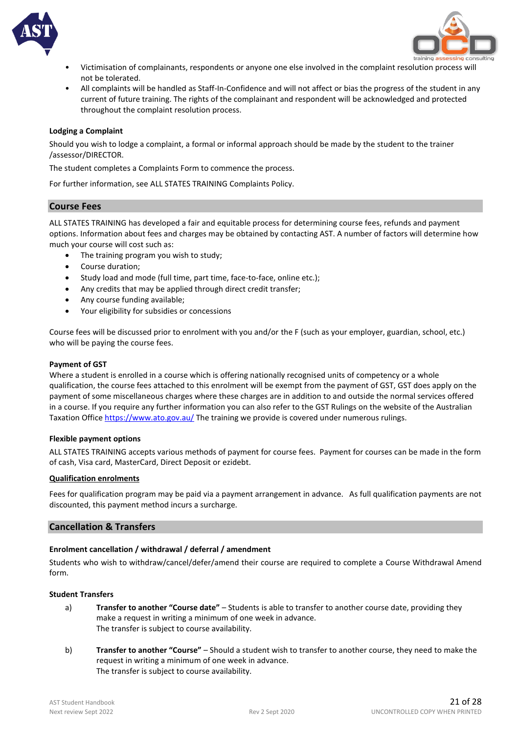- Victimisation of complainants, respondents or anyone one else involved in the complaint resolution process will not be tolerated.
- All complaints will be handled as Staff-In-Confidence and will not affect or bias the progress of the student in any current of future training. The rights of the complainant and respondent will be acknowledged and protected throughout the complaint resolution process.

**Lodging a Complaint**

Should you wish to lodge a complaint, a formal or informal approach should be made by the student to the trainer /assessor/DIRECTOR.

The student completes a Complaints Form to commence the process.

For further information, see ALL STATES TRAINING Complaints Policy.

## Course Fees

ALL STATES TRAINING has developed a fair and equitable process for determining course fees, refunds and payment options. Information about fees and charges may be obtained by contacting AST. A number of factors will determine how much your course will cost such as:

- The training program you wish to study;
- Course duration;
- Study load and mode (full time, part time, face-to-face, online etc.);
- Any credits that may be applied through direct credit transfer;
- Any course funding available;
- Your eligibility for subsidies or concessions

Course fees will be discussed prior to enrolment with you and/or the F (such as your employer, guardian, school, etc.) who will be paying the course fees.

**Payment of GST**

Where a student is enrolled in a course which is offering nationally recognised units of competency or a whole qualification, the course fees attached to this enrolment will be exempt from the payment of GST, GST does apply on the payment of some miscellaneous charges where these charges are in addition to and outside the normal services offered in a course. If you require any further information you can also refer to the GST Rulings on the website of the Australian Taxation Office https://www.ato.gov.au/ The training we provide is covered under numerous rulings.

**Flexible payment options**

ALL STATES TRAINING accepts various methods of payment for course fees. Payment for courses can be made in the form of cash, Visa card, MasterCard, Direct Deposit or ezidebt.

**Qualification enrolments**

Fees for qualification program may be paid via a payment arrangement in advance. As full qualification payments are not discounted, this payment method incurs a surcharge.

## Cancellation & Transfers

**Enrolment cancellation / withdrawal / deferral / amendment**

Students who wish to withdraw/cancel/defer/amend their course are required to complete a Course Withdrawal Amend form.

**Student Transfers**

a) **Transfer to another "Course date"** – Students is able to transfer to another course date, providing they make a request in writing a minimum of one week in advance.
The transfer is subject to course availability.

b) **Transfer to another "Course"** – Should a student wish to transfer to another course, they need to make the request in writing a minimum of one week in advance.
The transfer is subject to course availability.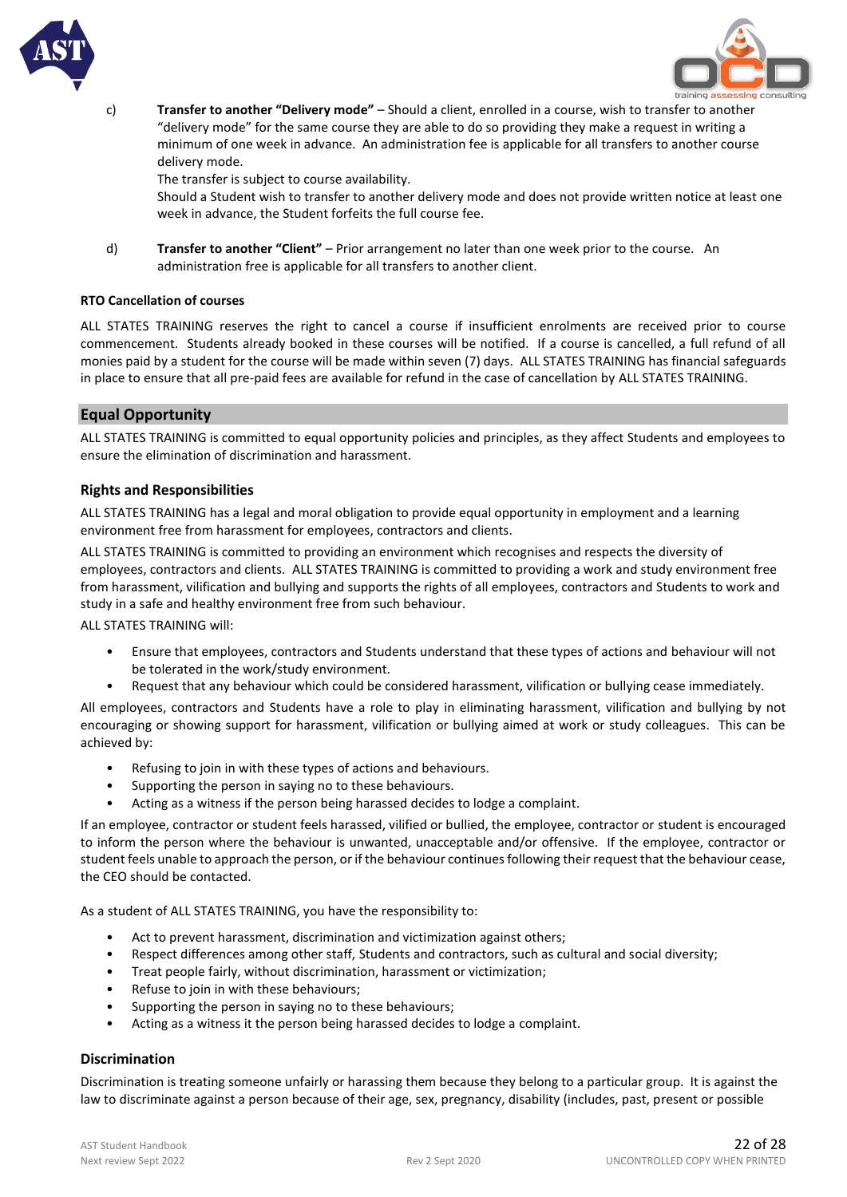c) **Transfer to another "Delivery mode"** – Should a client, enrolled in a course, wish to transfer to another "delivery mode" for the same course they are able to do so providing they make a request in writing a minimum of one week in advance. An administration fee is applicable for all transfers to another course delivery mode.

The transfer is subject to course availability.

Should a Student wish to transfer to another delivery mode and does not provide written notice at least one week in advance, the Student forfeits the full course fee.

d) **Transfer to another "Client"** – Prior arrangement no later than one week prior to the course. An administration free is applicable for all transfers to another client.

**RTO Cancellation of courses**

ALL STATES TRAINING reserves the right to cancel a course if insufficient enrolments are received prior to course commencement. Students already booked in these courses will be notified. If a course is cancelled, a full refund of all monies paid by a student for the course will be made within seven (7) days. ALL STATES TRAINING has financial safeguards in place to ensure that all pre-paid fees are available for refund in the case of cancellation by ALL STATES TRAINING.

## Equal Opportunity

ALL STATES TRAINING is committed to equal opportunity policies and principles, as they affect Students and employees to ensure the elimination of discrimination and harassment.

### Rights and Responsibilities

ALL STATES TRAINING has a legal and moral obligation to provide equal opportunity in employment and a learning environment free from harassment for employees, contractors and clients.

ALL STATES TRAINING is committed to providing an environment which recognises and respects the diversity of employees, contractors and clients. ALL STATES TRAINING is committed to providing a work and study environment free from harassment, vilification and bullying and supports the rights of all employees, contractors and Students to work and study in a safe and healthy environment free from such behaviour.

ALL STATES TRAINING will:

- Ensure that employees, contractors and Students understand that these types of actions and behaviour will not be tolerated in the work/study environment.
- Request that any behaviour which could be considered harassment, vilification or bullying cease immediately.

All employees, contractors and Students have a role to play in eliminating harassment, vilification and bullying by not encouraging or showing support for harassment, vilification or bullying aimed at work or study colleagues. This can be achieved by:

- Refusing to join in with these types of actions and behaviours.
- Supporting the person in saying no to these behaviours.
- Acting as a witness if the person being harassed decides to lodge a complaint.

If an employee, contractor or student feels harassed, vilified or bullied, the employee, contractor or student is encouraged to inform the person where the behaviour is unwanted, unacceptable and/or offensive. If the employee, contractor or student feels unable to approach the person, or if the behaviour continues following their request that the behaviour cease, the CEO should be contacted.

As a student of ALL STATES TRAINING, you have the responsibility to:

- Act to prevent harassment, discrimination and victimization against others;
- Respect differences among other staff, Students and contractors, such as cultural and social diversity;
- Treat people fairly, without discrimination, harassment or victimization;
- Refuse to join in with these behaviours;
- Supporting the person in saying no to these behaviours;
- Acting as a witness it the person being harassed decides to lodge a complaint.

### Discrimination

Discrimination is treating someone unfairly or harassing them because they belong to a particular group. It is against the law to discriminate against a person because of their age, sex, pregnancy, disability (includes, past, present or possible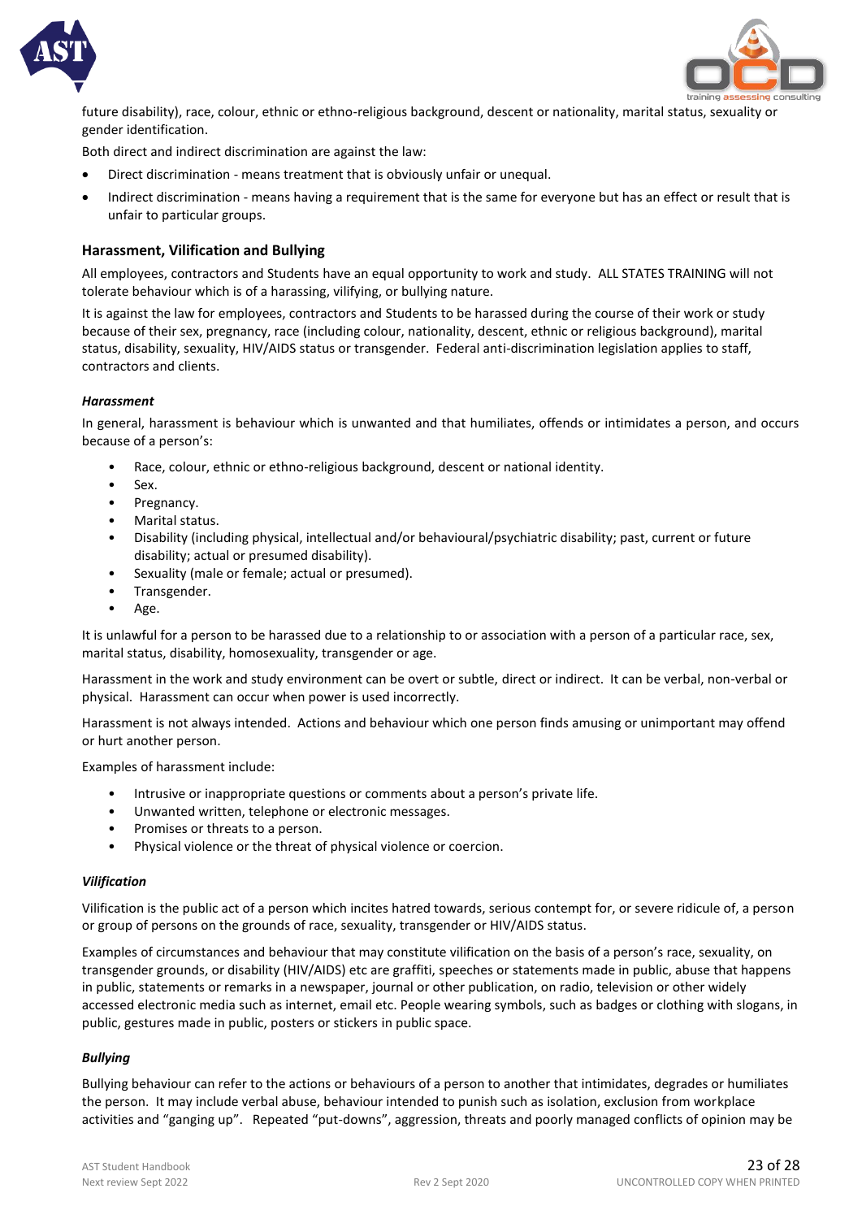future disability), race, colour, ethnic or ethno-religious background, descent or nationality, marital status, sexuality or gender identification.

Both direct and indirect discrimination are against the law:

- Direct discrimination - means treatment that is obviously unfair or unequal.
- Indirect discrimination - means having a requirement that is the same for everyone but has an effect or result that is unfair to particular groups.

### Harassment, Vilification and Bullying

All employees, contractors and Students have an equal opportunity to work and study. ALL STATES TRAINING will not tolerate behaviour which is of a harassing, vilifying, or bullying nature.

It is against the law for employees, contractors and Students to be harassed during the course of their work or study because of their sex, pregnancy, race (including colour, nationality, descent, ethnic or religious background), marital status, disability, sexuality, HIV/AIDS status or transgender. Federal anti-discrimination legislation applies to staff, contractors and clients.

#### *Harassment*

In general, harassment is behaviour which is unwanted and that humiliates, offends or intimidates a person, and occurs because of a person's:

- Race, colour, ethnic or ethno-religious background, descent or national identity.
- Sex.
- Pregnancy.
- Marital status.
- Disability (including physical, intellectual and/or behavioural/psychiatric disability; past, current or future disability; actual or presumed disability).
- Sexuality (male or female; actual or presumed).
- Transgender.
- Age.

It is unlawful for a person to be harassed due to a relationship to or association with a person of a particular race, sex, marital status, disability, homosexuality, transgender or age.

Harassment in the work and study environment can be overt or subtle, direct or indirect. It can be verbal, non-verbal or physical. Harassment can occur when power is used incorrectly.

Harassment is not always intended. Actions and behaviour which one person finds amusing or unimportant may offend or hurt another person.

Examples of harassment include:

- Intrusive or inappropriate questions or comments about a person's private life.
- Unwanted written, telephone or electronic messages.
- Promises or threats to a person.
- Physical violence or the threat of physical violence or coercion.

#### *Vilification*

Vilification is the public act of a person which incites hatred towards, serious contempt for, or severe ridicule of, a person or group of persons on the grounds of race, sexuality, transgender or HIV/AIDS status.

Examples of circumstances and behaviour that may constitute vilification on the basis of a person's race, sexuality, on transgender grounds, or disability (HIV/AIDS) etc are graffiti, speeches or statements made in public, abuse that happens in public, statements or remarks in a newspaper, journal or other publication, on radio, television or other widely accessed electronic media such as internet, email etc. People wearing symbols, such as badges or clothing with slogans, in public, gestures made in public, posters or stickers in public space.

#### *Bullying*

Bullying behaviour can refer to the actions or behaviours of a person to another that intimidates, degrades or humiliates the person. It may include verbal abuse, behaviour intended to punish such as isolation, exclusion from workplace activities and "ganging up". Repeated "put-downs", aggression, threats and poorly managed conflicts of opinion may be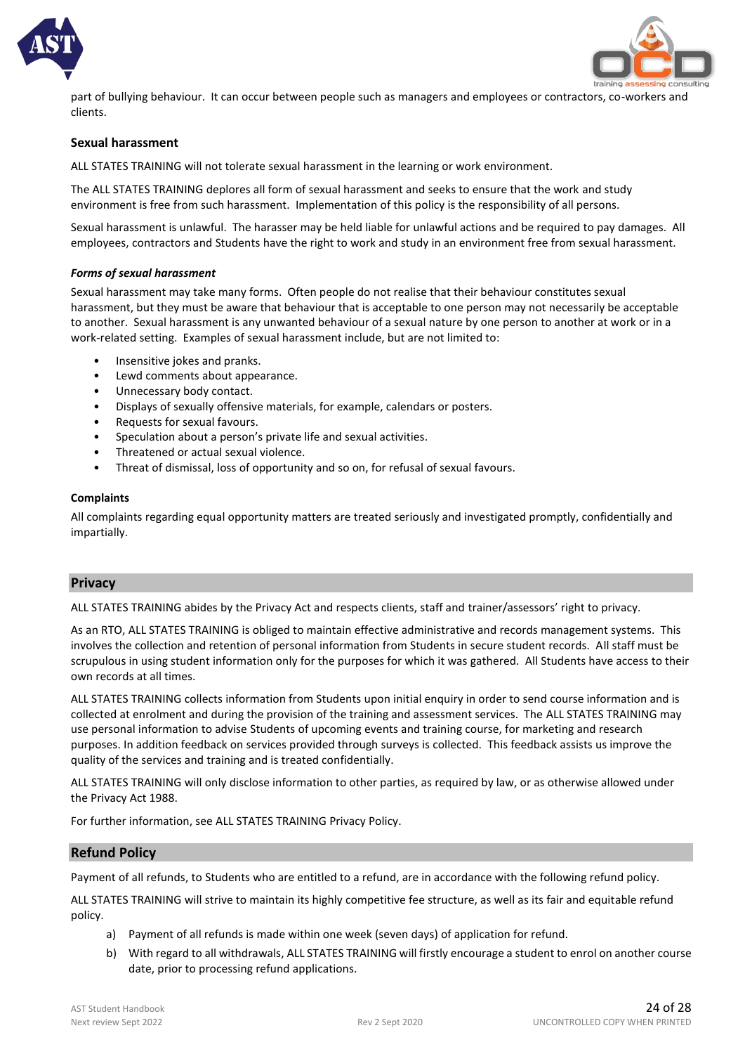part of bullying behaviour. It can occur between people such as managers and employees or contractors, co-workers and clients.

### Sexual harassment

ALL STATES TRAINING will not tolerate sexual harassment in the learning or work environment.

The ALL STATES TRAINING deplores all form of sexual harassment and seeks to ensure that the work and study environment is free from such harassment. Implementation of this policy is the responsibility of all persons.

Sexual harassment is unlawful. The harasser may be held liable for unlawful actions and be required to pay damages. All employees, contractors and Students have the right to work and study in an environment free from sexual harassment.

#### *Forms of sexual harassment*

Sexual harassment may take many forms. Often people do not realise that their behaviour constitutes sexual harassment, but they must be aware that behaviour that is acceptable to one person may not necessarily be acceptable to another. Sexual harassment is any unwanted behaviour of a sexual nature by one person to another at work or in a work-related setting. Examples of sexual harassment include, but are not limited to:

- Insensitive jokes and pranks.
- Lewd comments about appearance.
- Unnecessary body contact.
- Displays of sexually offensive materials, for example, calendars or posters.
- Requests for sexual favours.
- Speculation about a person's private life and sexual activities.
- Threatened or actual sexual violence.
- Threat of dismissal, loss of opportunity and so on, for refusal of sexual favours.

#### Complaints

All complaints regarding equal opportunity matters are treated seriously and investigated promptly, confidentially and impartially.

## Privacy

ALL STATES TRAINING abides by the Privacy Act and respects clients, staff and trainer/assessors' right to privacy.

As an RTO, ALL STATES TRAINING is obliged to maintain effective administrative and records management systems. This involves the collection and retention of personal information from Students in secure student records. All staff must be scrupulous in using student information only for the purposes for which it was gathered. All Students have access to their own records at all times.

ALL STATES TRAINING collects information from Students upon initial enquiry in order to send course information and is collected at enrolment and during the provision of the training and assessment services. The ALL STATES TRAINING may use personal information to advise Students of upcoming events and training course, for marketing and research purposes. In addition feedback on services provided through surveys is collected. This feedback assists us improve the quality of the services and training and is treated confidentially.

ALL STATES TRAINING will only disclose information to other parties, as required by law, or as otherwise allowed under the Privacy Act 1988.

For further information, see ALL STATES TRAINING Privacy Policy.

## Refund Policy

Payment of all refunds, to Students who are entitled to a refund, are in accordance with the following refund policy.

ALL STATES TRAINING will strive to maintain its highly competitive fee structure, as well as its fair and equitable refund policy.

a) Payment of all refunds is made within one week (seven days) of application for refund.
b) With regard to all withdrawals, ALL STATES TRAINING will firstly encourage a student to enrol on another course date, prior to processing refund applications.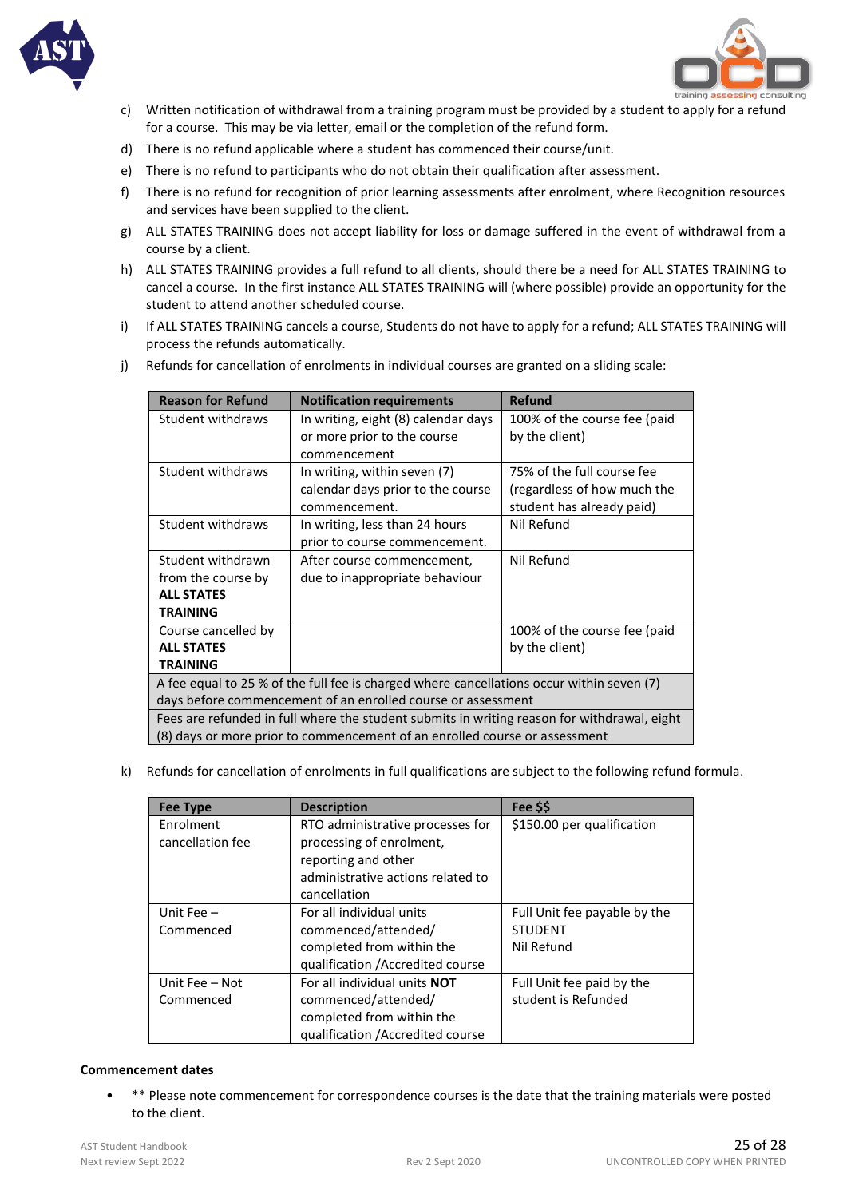c) Written notification of withdrawal from a training program must be provided by a student to apply for a refund for a course. This may be via letter, email or the completion of the refund form.

d) There is no refund applicable where a student has commenced their course/unit.

e) There is no refund to participants who do not obtain their qualification after assessment.

f) There is no refund for recognition of prior learning assessments after enrolment, where Recognition resources and services have been supplied to the client.

g) ALL STATES TRAINING does not accept liability for loss or damage suffered in the event of withdrawal from a course by a client.

h) ALL STATES TRAINING provides a full refund to all clients, should there be a need for ALL STATES TRAINING to cancel a course. In the first instance ALL STATES TRAINING will (where possible) provide an opportunity for the student to attend another scheduled course.

i) If ALL STATES TRAINING cancels a course, Students do not have to apply for a refund; ALL STATES TRAINING will process the refunds automatically.

j) Refunds for cancellation of enrolments in individual courses are granted on a sliding scale:

| Reason for Refund | Notification requirements | Refund |
|---|---|---|
| Student withdraws | In writing, eight (8) calendar days or more prior to the course commencement | 100% of the course fee (paid by the client) |
| Student withdraws | In writing, within seven (7) calendar days prior to the course commencement. | 75% of the full course fee (regardless of how much the student has already paid) |
| Student withdraws | In writing, less than 24 hours prior to course commencement. | Nil Refund |
| Student withdrawn from the course by **ALL STATES TRAINING** | After course commencement, due to inappropriate behaviour | Nil Refund |
| Course cancelled by **ALL STATES TRAINING** | | 100% of the course fee (paid by the client) |
| A fee equal to 25 % of the full fee is charged where cancellations occur within seven (7) days before commencement of an enrolled course or assessment | | |
| Fees are refunded in full where the student submits in writing reason for withdrawal, eight (8) days or more prior to commencement of an enrolled course or assessment | | |

k) Refunds for cancellation of enrolments in full qualifications are subject to the following refund formula.

| Fee Type | Description | Fee $$ |
|---|---|---|
| Enrolment cancellation fee | RTO administrative processes for processing of enrolment, reporting and other administrative actions related to cancellation | $150.00 per qualification |
| Unit Fee – Commenced | For all individual units commenced/attended/ completed from within the qualification /Accredited course | Full Unit fee payable by the STUDENT<br>Nil Refund |
| Unit Fee – Not Commenced | For all individual units **NOT** commenced/attended/ completed from within the qualification /Accredited course | Full Unit fee paid by the student is Refunded |

**Commencement dates**

- ** Please note commencement for correspondence courses is the date that the training materials were posted to the client.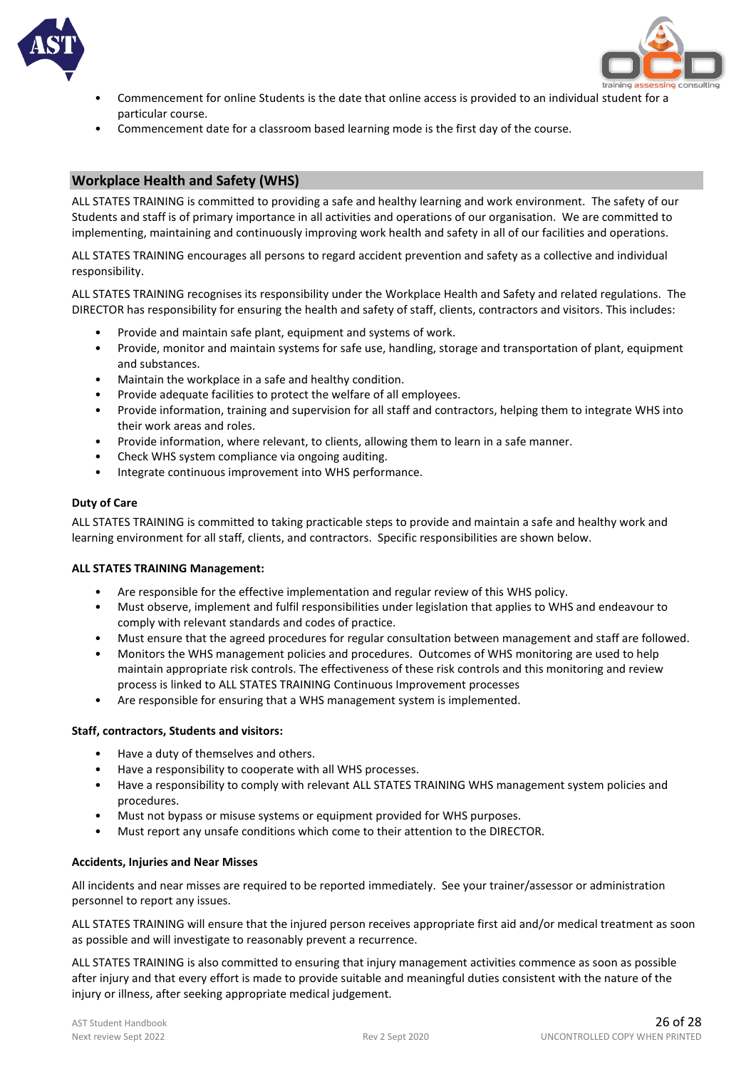- Commencement for online Students is the date that online access is provided to an individual student for a particular course.
- Commencement date for a classroom based learning mode is the first day of the course.

## Workplace Health and Safety (WHS)

ALL STATES TRAINING is committed to providing a safe and healthy learning and work environment. The safety of our Students and staff is of primary importance in all activities and operations of our organisation. We are committed to implementing, maintaining and continuously improving work health and safety in all of our facilities and operations.

ALL STATES TRAINING encourages all persons to regard accident prevention and safety as a collective and individual responsibility.

ALL STATES TRAINING recognises its responsibility under the Workplace Health and Safety and related regulations. The DIRECTOR has responsibility for ensuring the health and safety of staff, clients, contractors and visitors. This includes:

- Provide and maintain safe plant, equipment and systems of work.
- Provide, monitor and maintain systems for safe use, handling, storage and transportation of plant, equipment and substances.
- Maintain the workplace in a safe and healthy condition.
- Provide adequate facilities to protect the welfare of all employees.
- Provide information, training and supervision for all staff and contractors, helping them to integrate WHS into their work areas and roles.
- Provide information, where relevant, to clients, allowing them to learn in a safe manner.
- Check WHS system compliance via ongoing auditing.
- Integrate continuous improvement into WHS performance.

**Duty of Care**

ALL STATES TRAINING is committed to taking practicable steps to provide and maintain a safe and healthy work and learning environment for all staff, clients, and contractors. Specific responsibilities are shown below.

**ALL STATES TRAINING Management:**

- Are responsible for the effective implementation and regular review of this WHS policy.
- Must observe, implement and fulfil responsibilities under legislation that applies to WHS and endeavour to comply with relevant standards and codes of practice.
- Must ensure that the agreed procedures for regular consultation between management and staff are followed.
- Monitors the WHS management policies and procedures. Outcomes of WHS monitoring are used to help maintain appropriate risk controls. The effectiveness of these risk controls and this monitoring and review process is linked to ALL STATES TRAINING Continuous Improvement processes
- Are responsible for ensuring that a WHS management system is implemented.

**Staff, contractors, Students and visitors:**

- Have a duty of themselves and others.
- Have a responsibility to cooperate with all WHS processes.
- Have a responsibility to comply with relevant ALL STATES TRAINING WHS management system policies and procedures.
- Must not bypass or misuse systems or equipment provided for WHS purposes.
- Must report any unsafe conditions which come to their attention to the DIRECTOR.

**Accidents, Injuries and Near Misses**

All incidents and near misses are required to be reported immediately. See your trainer/assessor or administration personnel to report any issues.

ALL STATES TRAINING will ensure that the injured person receives appropriate first aid and/or medical treatment as soon as possible and will investigate to reasonably prevent a recurrence.

ALL STATES TRAINING is also committed to ensuring that injury management activities commence as soon as possible after injury and that every effort is made to provide suitable and meaningful duties consistent with the nature of the injury or illness, after seeking appropriate medical judgement.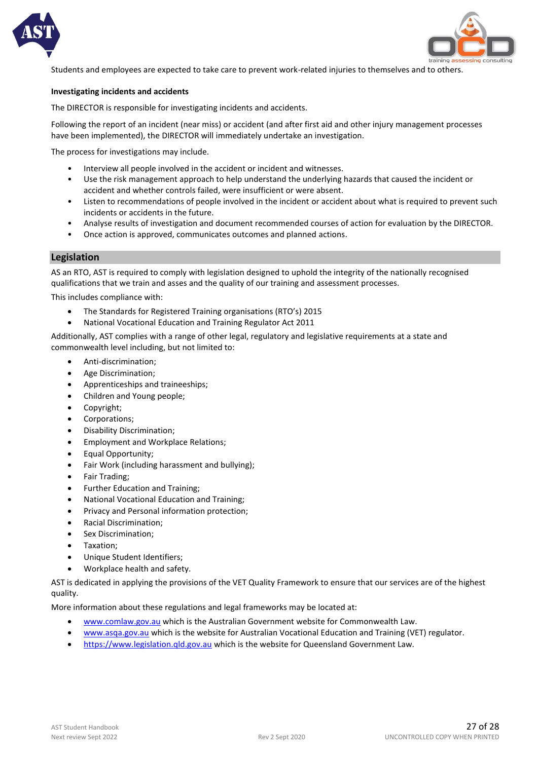Students and employees are expected to take care to prevent work-related injuries to themselves and to others.

**Investigating incidents and accidents**

The DIRECTOR is responsible for investigating incidents and accidents.

Following the report of an incident (near miss) or accident (and after first aid and other injury management processes have been implemented), the DIRECTOR will immediately undertake an investigation.

The process for investigations may include.

- Interview all people involved in the accident or incident and witnesses.
- Use the risk management approach to help understand the underlying hazards that caused the incident or accident and whether controls failed, were insufficient or were absent.
- Listen to recommendations of people involved in the incident or accident about what is required to prevent such incidents or accidents in the future.
- Analyse results of investigation and document recommended courses of action for evaluation by the DIRECTOR.
- Once action is approved, communicates outcomes and planned actions.

## Legislation

AS an RTO, AST is required to comply with legislation designed to uphold the integrity of the nationally recognised qualifications that we train and asses and the quality of our training and assessment processes.

This includes compliance with:

- The Standards for Registered Training organisations (RTO's) 2015
- National Vocational Education and Training Regulator Act 2011

Additionally, AST complies with a range of other legal, regulatory and legislative requirements at a state and commonwealth level including, but not limited to:

- Anti-discrimination;
- Age Discrimination;
- Apprenticeships and traineeships;
- Children and Young people;
- Copyright;
- Corporations;
- Disability Discrimination;
- Employment and Workplace Relations;
- Equal Opportunity;
- Fair Work (including harassment and bullying);
- Fair Trading;
- Further Education and Training;
- National Vocational Education and Training;
- Privacy and Personal information protection;
- Racial Discrimination;
- Sex Discrimination;
- Taxation;
- Unique Student Identifiers;
- Workplace health and safety.

AST is dedicated in applying the provisions of the VET Quality Framework to ensure that our services are of the highest quality.

More information about these regulations and legal frameworks may be located at:

- www.comlaw.gov.au which is the Australian Government website for Commonwealth Law.
- www.asqa.gov.au which is the website for Australian Vocational Education and Training (VET) regulator.
- https://www.legislation.qld.gov.au which is the website for Queensland Government Law.